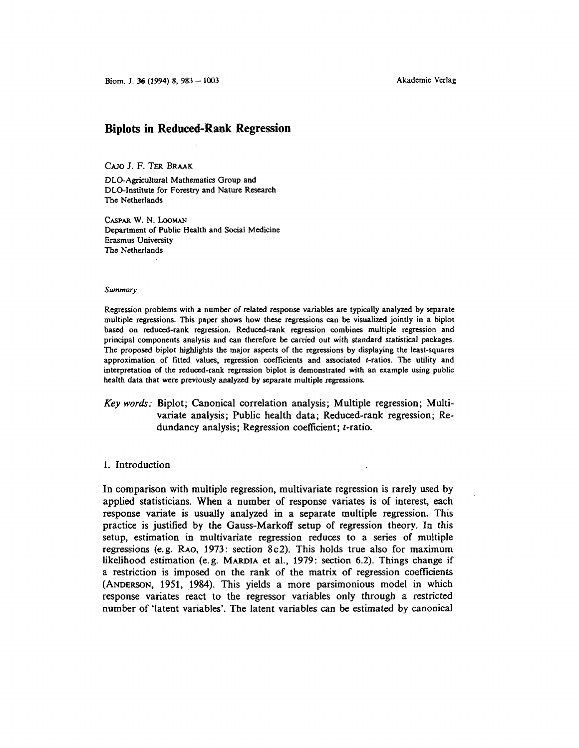# Biplots in Reduced-Rank Regression

CAJO J. F. TER BRAAK

DLO-Agricultural Mathematics Group and
DLO-Institute for Forestry and Nature Research
The Netherlands

CASPAR W. N. LOOMAN

Department of Public Health and Social Medicine
Erasmus University
The Netherlands

*Summary*

Regression problems with a number of related response variables are typically analyzed by separate multiple regressions. This paper shows how these regressions can be visualized jointly in a biplot based on reduced-rank regression. Reduced-rank regression combines multiple regression and principal components analysis and can therefore be carried out with standard statistical packages. The proposed biplot highlights the major aspects of the regressions by displaying the least-squares approximation of fitted values, regression coefficients and associated *t*-ratios. The utility and interpretation of the reduced-rank regression biplot is demonstrated with an example using public health data that were previously analyzed by separate multiple regressions.

*Key words:* Biplot; Canonical correlation analysis; Multiple regression; Multivariate analysis; Public health data; Reduced-rank regression; Redundancy analysis; Regression coefficient; *t*-ratio.

## 1. Introduction

In comparison with multiple regression, multivariate regression is rarely used by applied statisticians. When a number of response variates is of interest, each response variate is usually analyzed in a separate multiple regression. This practice is justified by the Gauss-Markoff setup of regression theory. In this setup, estimation in multivariate regression reduces to a series of multiple regressions (e.g. RAO, 1973: section 8c2). This holds true also for maximum likelihood estimation (e.g. MARDIA et al., 1979: section 6.2). Things change if a restriction is imposed on the rank of the matrix of regression coefficients (ANDERSON, 1951, 1984). This yields a more parsimonious model in which response variates react to the regressor variables only through a restricted number of 'latent variables'. The latent variables can be estimated by canonical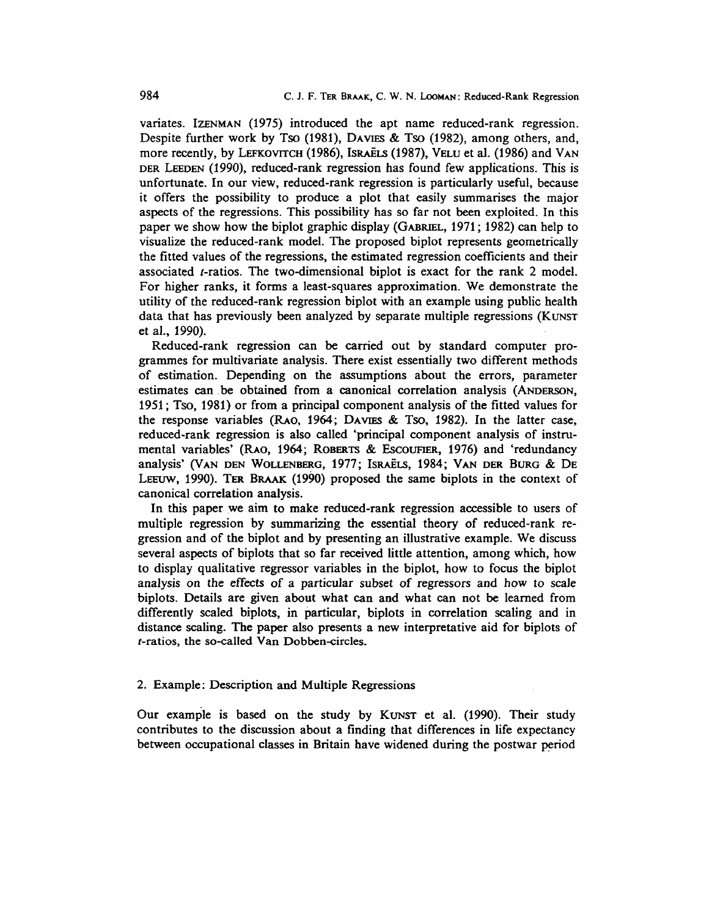variates. IZENMAN (1975) introduced the apt name reduced-rank regression. Despite further work by TSO (1981), DAVIES & TSO (1982), among others, and, more recently, by LEFKOVITCH (1986), ISRAËLS (1987), VELU et al. (1986) and VAN DER LEEDEN (1990), reduced-rank regression has found few applications. This is unfortunate. In our view, reduced-rank regression is particularly useful, because it offers the possibility to produce a plot that easily summarises the major aspects of the regressions. This possibility has so far not been exploited. In this paper we show how the biplot graphic display (GABRIEL, 1971; 1982) can help to visualize the reduced-rank model. The proposed biplot represents geometrically the fitted values of the regressions, the estimated regression coefficients and their associated $t$-ratios. The two-dimensional biplot is exact for the rank 2 model. For higher ranks, it forms a least-squares approximation. We demonstrate the utility of the reduced-rank regression biplot with an example using public health data that has previously been analyzed by separate multiple regressions (KUNST et al., 1990).

Reduced-rank regression can be carried out by standard computer programmes for multivariate analysis. There exist essentially two different methods of estimation. Depending on the assumptions about the errors, parameter estimates can be obtained from a canonical correlation analysis (ANDERSON, 1951; TSO, 1981) or from a principal component analysis of the fitted values for the response variables (RAO, 1964; DAVIES & TSO, 1982). In the latter case, reduced-rank regression is also called 'principal component analysis of instrumental variables' (RAO, 1964; ROBERTS & ESCOUFIER, 1976) and 'redundancy analysis' (VAN DEN WOLLENBERG, 1977; ISRAËLS, 1984; VAN DER BURG & DE LEEUW, 1990). TER BRAAK (1990) proposed the same biplots in the context of canonical correlation analysis.

In this paper we aim to make reduced-rank regression accessible to users of multiple regression by summarizing the essential theory of reduced-rank regression and of the biplot and by presenting an illustrative example. We discuss several aspects of biplots that so far received little attention, among which, how to display qualitative regressor variables in the biplot, how to focus the biplot analysis on the effects of a particular subset of regressors and how to scale biplots. Details are given about what can and what can not be learned from differently scaled biplots, in particular, biplots in correlation scaling and in distance scaling. The paper also presents a new interpretative aid for biplots of $t$-ratios, the so-called Van Dobben-circles.

## 2. Example: Description and Multiple Regressions

Our example is based on the study by KUNST et al. (1990). Their study contributes to the discussion about a finding that differences in life expectancy between occupational classes in Britain have widened during the postwar period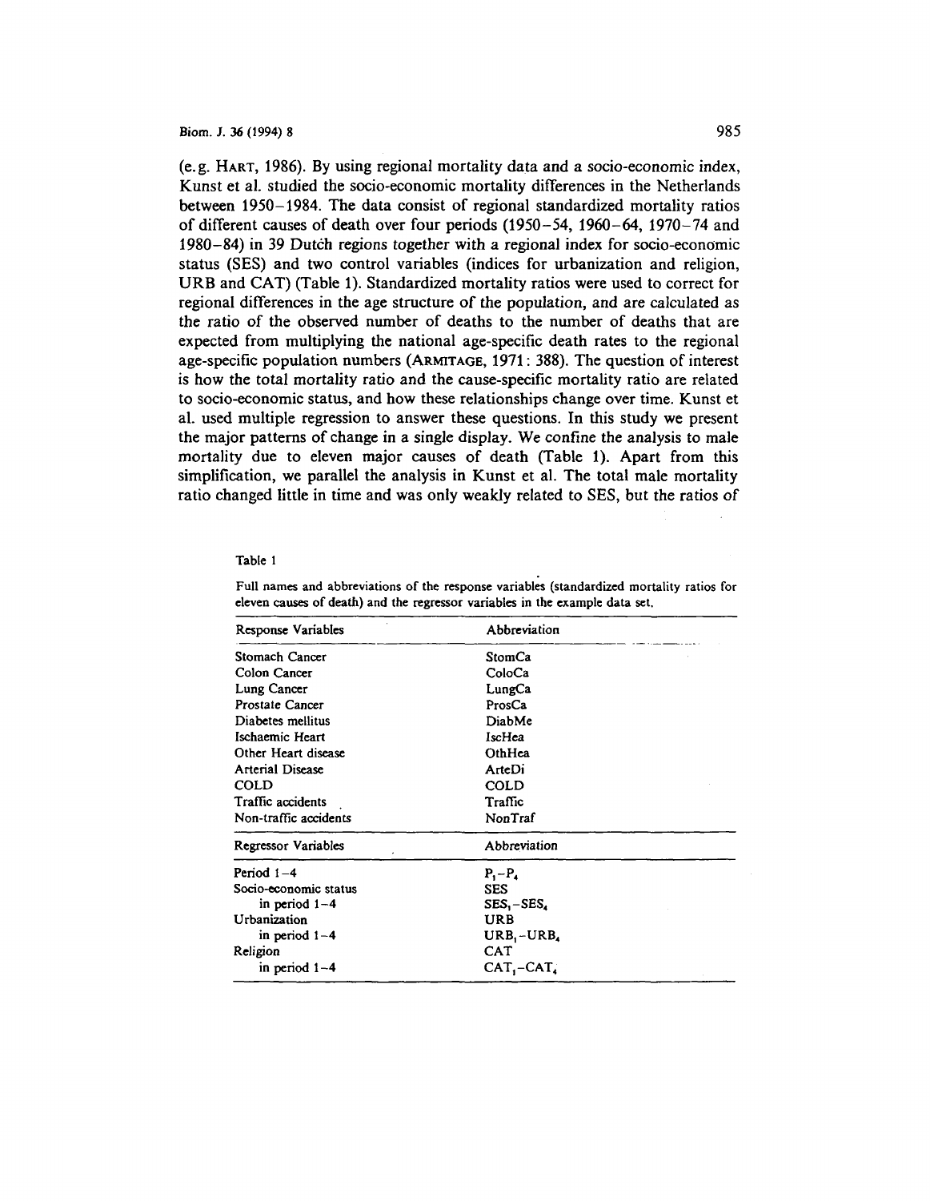(e.g. HART, 1986). By using regional mortality data and a socio-economic index, Kunst et al. studied the socio-economic mortality differences in the Netherlands between 1950–1984. The data consist of regional standardized mortality ratios of different causes of death over four periods (1950–54, 1960–64, 1970–74 and 1980–84) in 39 Dutch regions together with a regional index for socio-economic status (SES) and two control variables (indices for urbanization and religion, URB and CAT) (Table 1). Standardized mortality ratios were used to correct for regional differences in the age structure of the population, and are calculated as the ratio of the observed number of deaths to the number of deaths that are expected from multiplying the national age-specific death rates to the regional age-specific population numbers (ARMITAGE, 1971: 388). The question of interest is how the total mortality ratio and the cause-specific mortality ratio are related to socio-economic status, and how these relationships change over time. Kunst et al. used multiple regression to answer these questions. In this study we present the major patterns of change in a single display. We confine the analysis to male mortality due to eleven major causes of death (Table 1). Apart from this simplification, we parallel the analysis in Kunst et al. The total male mortality ratio changed little in time and was only weakly related to SES, but the ratios of

Table 1

Full names and abbreviations of the response variables (standardized mortality ratios for eleven causes of death) and the regressor variables in the example data set.

| Response Variables | Abbreviation |
|---|---|
| Stomach Cancer | StomCa |
| Colon Cancer | ColoCa |
| Lung Cancer | LungCa |
| Prostate Cancer | ProsCa |
| Diabetes mellitus | DiabMe |
| Ischaemic Heart | IscHea |
| Other Heart disease | OthHea |
| Arterial Disease | ArteDi |
| COLD | COLD |
| Traffic accidents | Traffic |
| Non-traffic accidents | NonTraf |
| **Regressor Variables** | **Abbreviation** |
| Period 1–4 | $P_1$–$P_4$ |
| Socio-economic status | SES |
| in period 1–4 | $SES_1$–$SES_4$ |
| Urbanization | URB |
| in period 1–4 | $URB_1$–$URB_4$ |
| Religion | CAT |
| in period 1–4 | $CAT_1$–$CAT_4$ |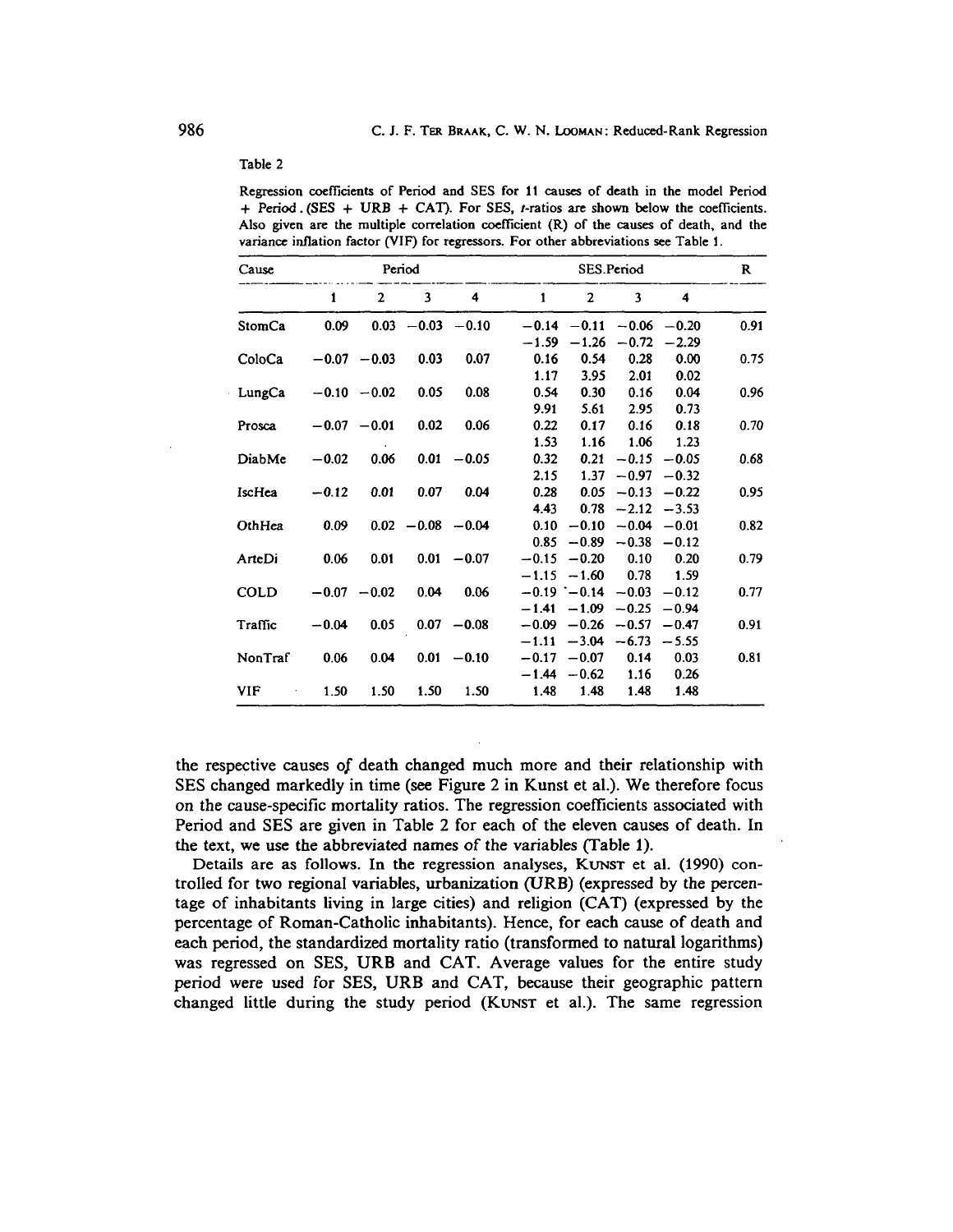Table 2

Regression coefficients of Period and SES for 11 causes of death in the model Period + Period . (SES + URB + CAT). For SES, *t*-ratios are shown below the coefficients. Also given are the multiple correlation coefficient (R) of the causes of death, and the variance inflation factor (VIF) for regressors. For other abbreviations see Table 1.

| Cause | Period | | | | SES.Period | | | | R |
|---|---|---|---|---|---|---|---|---|---|
| | 1 | 2 | 3 | 4 | 1 | 2 | 3 | 4 | |
| StomCa | 0.09 | 0.03 | −0.03 | −0.10 | −0.14 | −0.11 | −0.06 | −0.20 | 0.91 |
| | | | | | −1.59 | −1.26 | −0.72 | −2.29 | |
| ColoCa | −0.07 | −0.03 | 0.03 | 0.07 | 0.16 | 0.54 | 0.28 | 0.00 | 0.75 |
| | | | | | 1.17 | 3.95 | 2.01 | 0.02 | |
| LungCa | −0.10 | −0.02 | 0.05 | 0.08 | 0.54 | 0.30 | 0.16 | 0.04 | 0.96 |
| | | | | | 9.91 | 5.61 | 2.95 | 0.73 | |
| Prosca | −0.07 | −0.01 | 0.02 | 0.06 | 0.22 | 0.17 | 0.16 | 0.18 | 0.70 |
| | | | | | 1.53 | 1.16 | 1.06 | 1.23 | |
| DiabMe | −0.02 | 0.06 | 0.01 | −0.05 | 0.32 | 0.21 | −0.15 | −0.05 | 0.68 |
| | | | | | 2.15 | 1.37 | −0.97 | −0.32 | |
| IscHea | −0.12 | 0.01 | 0.07 | 0.04 | 0.28 | 0.05 | −0.13 | −0.22 | 0.95 |
| | | | | | 4.43 | 0.78 | −2.12 | −3.53 | |
| OthHea | 0.09 | 0.02 | −0.08 | −0.04 | 0.10 | −0.10 | −0.04 | −0.01 | 0.82 |
| | | | | | 0.85 | −0.89 | −0.38 | −0.12 | |
| ArteDi | 0.06 | 0.01 | 0.01 | −0.07 | −0.15 | −0.20 | 0.10 | 0.20 | 0.79 |
| | | | | | −1.15 | −1.60 | 0.78 | 1.59 | |
| COLD | −0.07 | −0.02 | 0.04 | 0.06 | −0.19 | −0.14 | −0.03 | −0.12 | 0.77 |
| | | | | | −1.41 | −1.09 | −0.25 | −0.94 | |
| Traffic | −0.04 | 0.05 | 0.07 | −0.08 | −0.09 | −0.26 | −0.57 | −0.47 | 0.91 |
| | | | | | −1.11 | −3.04 | −6.73 | −5.55 | |
| NonTraf | 0.06 | 0.04 | 0.01 | −0.10 | −0.17 | −0.07 | 0.14 | 0.03 | 0.81 |
| | | | | | −1.44 | −0.62 | 1.16 | 0.26 | |
| VIF | 1.50 | 1.50 | 1.50 | 1.50 | 1.48 | 1.48 | 1.48 | 1.48 | |

the respective causes of death changed much more and their relationship with SES changed markedly in time (see Figure 2 in Kunst et al.). We therefore focus on the cause-specific mortality ratios. The regression coefficients associated with Period and SES are given in Table 2 for each of the eleven causes of death. In the text, we use the abbreviated names of the variables (Table 1).

Details are as follows. In the regression analyses, Kunst et al. (1990) controlled for two regional variables, urbanization (URB) (expressed by the percentage of inhabitants living in large cities) and religion (CAT) (expressed by the percentage of Roman-Catholic inhabitants). Hence, for each cause of death and each period, the standardized mortality ratio (transformed to natural logarithms) was regressed on SES, URB and CAT. Average values for the entire study period were used for SES, URB and CAT, because their geographic pattern changed little during the study period (Kunst et al.). The same regression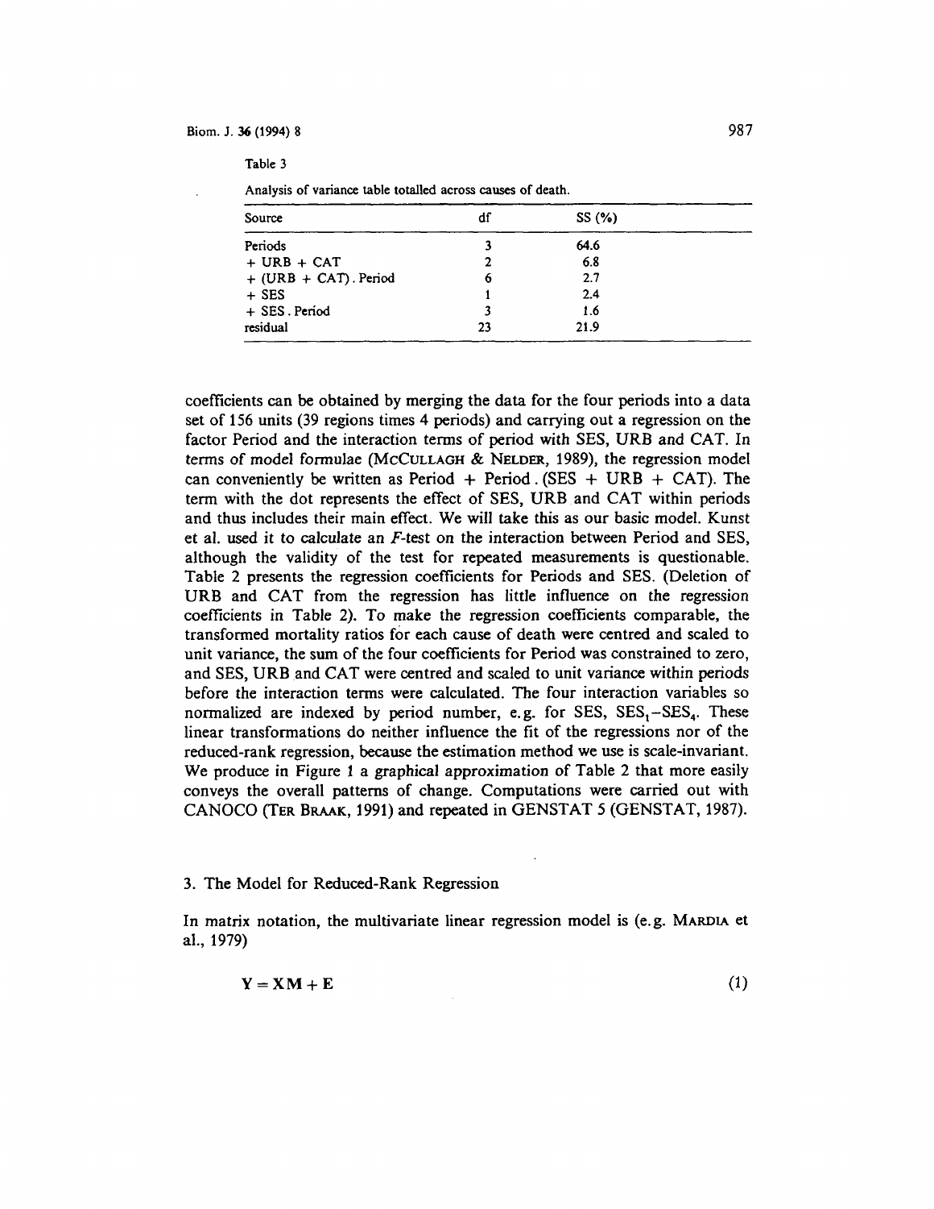Table 3

Analysis of variance table totalled across causes of death.

| Source | df | SS (%) |
|---|---|---|
| Periods | 3 | 64.6 |
| + URB + CAT | 2 | 6.8 |
| + (URB + CAT) . Period | 6 | 2.7 |
| + SES | 1 | 2.4 |
| + SES . Period | 3 | 1.6 |
| residual | 23 | 21.9 |

coefficients can be obtained by merging the data for the four periods into a data set of 156 units (39 regions times 4 periods) and carrying out a regression on the factor Period and the interaction terms of period with SES, URB and CAT. In terms of model formulae (McCullagh & Nelder, 1989), the regression model can conveniently be written as Period + Period . (SES + URB + CAT). The term with the dot represents the effect of SES, URB and CAT within periods and thus includes their main effect. We will take this as our basic model. Kunst et al. used it to calculate an $F$-test on the interaction between Period and SES, although the validity of the test for repeated measurements is questionable. Table 2 presents the regression coefficients for Periods and SES. (Deletion of URB and CAT from the regression has little influence on the regression coefficients in Table 2). To make the regression coefficients comparable, the transformed mortality ratios for each cause of death were centred and scaled to unit variance, the sum of the four coefficients for Period was constrained to zero, and SES, URB and CAT were centred and scaled to unit variance within periods before the interaction terms were calculated. The four interaction variables so normalized are indexed by period number, e.g. for SES, $SES_1$–$SES_4$. These linear transformations do neither influence the fit of the regressions nor of the reduced-rank regression, because the estimation method we use is scale-invariant. We produce in Figure 1 a graphical approximation of Table 2 that more easily conveys the overall patterns of change. Computations were carried out with CANOCO (Ter Braak, 1991) and repeated in GENSTAT 5 (GENSTAT, 1987).

## 3. The Model for Reduced-Rank Regression

In matrix notation, the multivariate linear regression model is (e.g. Mardia et al., 1979)

$$\mathbf{Y} = \mathbf{X}\mathbf{M} + \mathbf{E} \tag{1}$$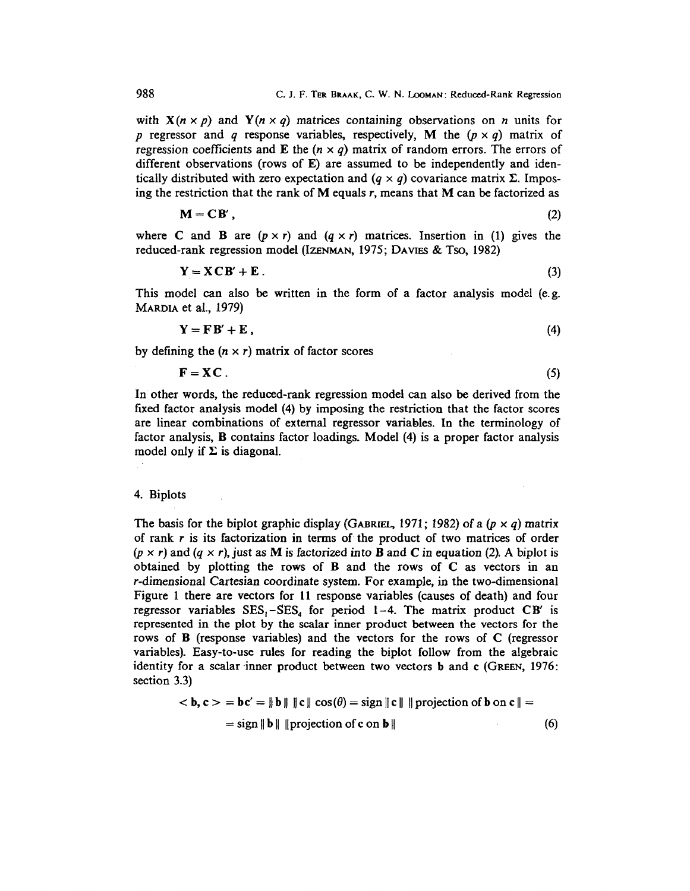with $\mathbf{X}(n \times p)$ and $\mathbf{Y}(n \times q)$ matrices containing observations on $n$ units for $p$ regressor and $q$ response variables, respectively, $\mathbf{M}$ the $(p \times q)$ matrix of regression coefficients and $\mathbf{E}$ the $(n \times q)$ matrix of random errors. The errors of different observations (rows of $\mathbf{E}$) are assumed to be independently and identically distributed with zero expectation and $(q \times q)$ covariance matrix $\Sigma$. Imposing the restriction that the rank of $\mathbf{M}$ equals $r$, means that $\mathbf{M}$ can be factorized as

$$\mathbf{M} = \mathbf{C}\mathbf{B}', \tag{2}$$

where $\mathbf{C}$ and $\mathbf{B}$ are $(p \times r)$ and $(q \times r)$ matrices. Insertion in (1) gives the reduced-rank regression model (IZENMAN, 1975; DAVIES & TSO, 1982)

$$\mathbf{Y} = \mathbf{X}\mathbf{C}\mathbf{B}' + \mathbf{E}. \tag{3}$$

This model can also be written in the form of a factor analysis model (e.g. MARDIA et al., 1979)

$$\mathbf{Y} = \mathbf{F}\mathbf{B}' + \mathbf{E}, \tag{4}$$

by defining the $(n \times r)$ matrix of factor scores

$$\mathbf{F} = \mathbf{X}\mathbf{C}. \tag{5}$$

In other words, the reduced-rank regression model can also be derived from the fixed factor analysis model (4) by imposing the restriction that the factor scores are linear combinations of external regressor variables. In the terminology of factor analysis, $\mathbf{B}$ contains factor loadings. Model (4) is a proper factor analysis model only if $\Sigma$ is diagonal.

## 4. Biplots

The basis for the biplot graphic display (GABRIEL, 1971; 1982) of a $(p \times q)$ matrix of rank $r$ is its factorization in terms of the product of two matrices of order $(p \times r)$ and $(q \times r)$, just as $\mathbf{M}$ is factorized into $\mathbf{B}$ and $\mathbf{C}$ in equation (2). A biplot is obtained by plotting the rows of $\mathbf{B}$ and the rows of $\mathbf{C}$ as vectors in an $r$-dimensional Cartesian coordinate system. For example, in the two-dimensional Figure 1 there are vectors for 11 response variables (causes of death) and four regressor variables $SES_1$–$SES_4$ for period 1–4. The matrix product $\mathbf{C}\mathbf{B}'$ is represented in the plot by the scalar inner product between the vectors for the rows of $\mathbf{B}$ (response variables) and the vectors for the rows of $\mathbf{C}$ (regressor variables). Easy-to-use rules for reading the biplot follow from the algebraic identity for a scalar inner product between two vectors $\mathbf{b}$ and $\mathbf{c}$ (GREEN, 1976: section 3.3)

$$\begin{aligned} <\mathbf{b}, \mathbf{c}> = \mathbf{b}\mathbf{c}' = \|\mathbf{b}\| \; \|\mathbf{c}\| \cos(\theta) &= \text{sign} \|\mathbf{c}\| \; \|\text{projection of } \mathbf{b} \text{ on } \mathbf{c}\| = \\ &= \text{sign} \|\mathbf{b}\| \; \|\text{projection of } \mathbf{c} \text{ on } \mathbf{b}\| \end{aligned} \tag{6}$$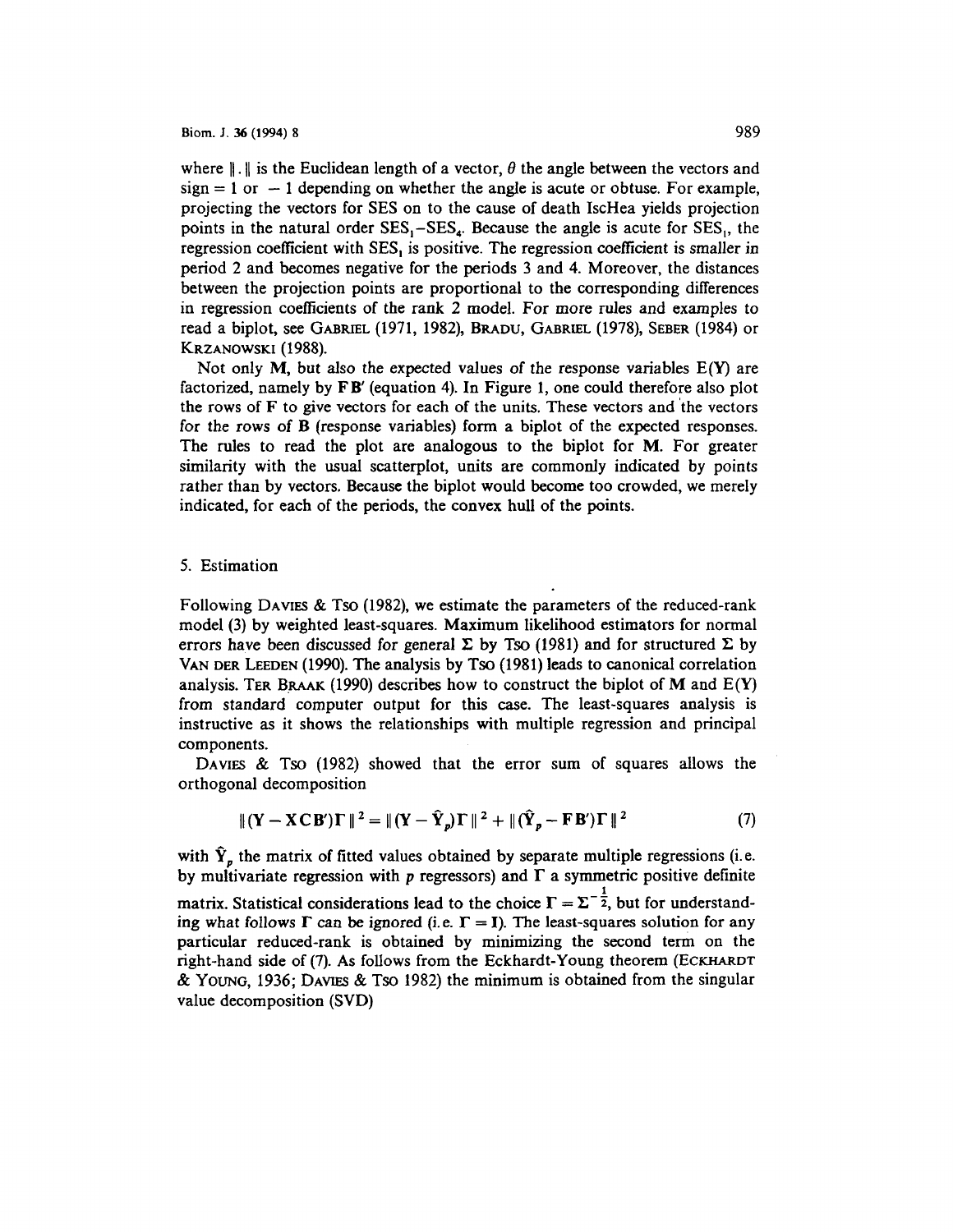where $\|.\|$ is the Euclidean length of a vector, $\theta$ the angle between the vectors and sign $= 1$ or $-1$ depending on whether the angle is acute or obtuse. For example, projecting the vectors for SES on to the cause of death IscHea yields projection points in the natural order $SES_1$–$SES_4$. Because the angle is acute for $SES_1$, the regression coefficient with $SES_1$ is positive. The regression coefficient is smaller in period 2 and becomes negative for the periods 3 and 4. Moreover, the distances between the projection points are proportional to the corresponding differences in regression coefficients of the rank 2 model. For more rules and examples to read a biplot, see GABRIEL (1971, 1982), BRADU, GABRIEL (1978), SEBER (1984) or KRZANOWSKI (1988).

Not only $\mathbf{M}$, but also the expected values of the response variables $E(\mathbf{Y})$ are factorized, namely by $\mathbf{F}\mathbf{B}'$ (equation 4). In Figure 1, one could therefore also plot the rows of $\mathbf{F}$ to give vectors for each of the units. These vectors and the vectors for the rows of $\mathbf{B}$ (response variables) form a biplot of the expected responses. The rules to read the plot are analogous to the biplot for $\mathbf{M}$. For greater similarity with the usual scatterplot, units are commonly indicated by points rather than by vectors. Because the biplot would become too crowded, we merely indicated, for each of the periods, the convex hull of the points.

## 5. Estimation

Following DAVIES & TSO (1982), we estimate the parameters of the reduced-rank model (3) by weighted least-squares. Maximum likelihood estimators for normal errors have been discussed for general $\Sigma$ by TSO (1981) and for structured $\Sigma$ by VAN DER LEEDEN (1990). The analysis by TSO (1981) leads to canonical correlation analysis. TER BRAAK (1990) describes how to construct the biplot of $\mathbf{M}$ and $E(\mathbf{Y})$ from standard computer output for this case. The least-squares analysis is instructive as it shows the relationships with multiple regression and principal components.

DAVIES & TSO (1982) showed that the error sum of squares allows the orthogonal decomposition

$$\|(\mathbf{Y} - \mathbf{X}\mathbf{C}\mathbf{B}')\mathbf{\Gamma}\|^2 = \|(\mathbf{Y} - \hat{\mathbf{Y}}_p)\mathbf{\Gamma}\|^2 + \|(\hat{\mathbf{Y}}_p - \mathbf{F}\mathbf{B}')\mathbf{\Gamma}\|^2 \tag{7}$$

with $\hat{\mathbf{Y}}_p$ the matrix of fitted values obtained by separate multiple regressions (i.e. by multivariate regression with $p$ regressors) and $\mathbf{\Gamma}$ a symmetric positive definite matrix. Statistical considerations lead to the choice $\mathbf{\Gamma} = \mathbf{\Sigma}^{-\frac{1}{2}}$, but for understanding what follows $\mathbf{\Gamma}$ can be ignored (i.e. $\mathbf{\Gamma} = \mathbf{I}$). The least-squares solution for any particular reduced-rank is obtained by minimizing the second term on the right-hand side of (7). As follows from the Eckhardt-Young theorem (ECKHARDT & YOUNG, 1936; DAVIES & TSO 1982) the minimum is obtained from the singular value decomposition (SVD)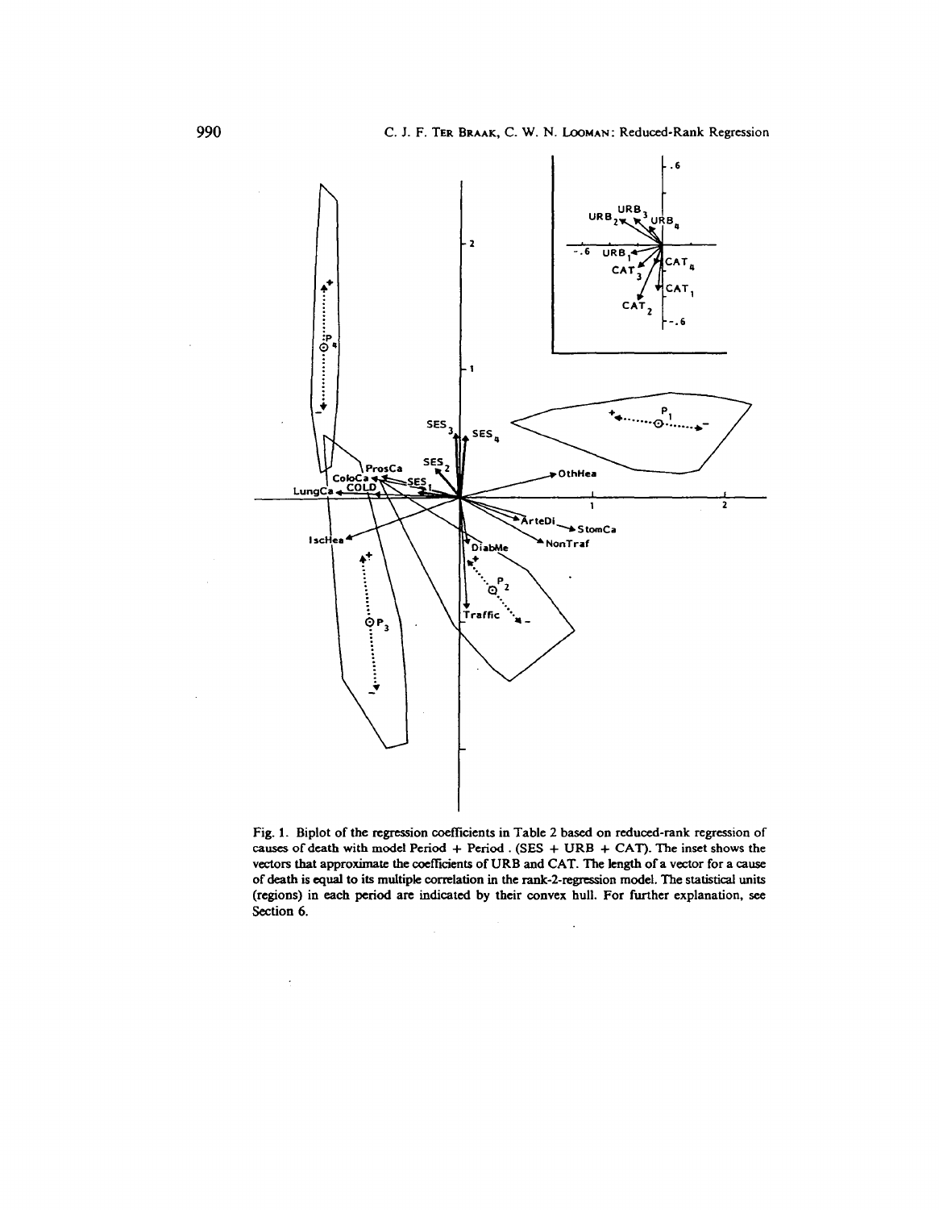Fig. 1. Biplot of the regression coefficients in Table 2 based on reduced-rank regression of causes of death with model Period + Period . (SES + URB + CAT). The inset shows the vectors that approximate the coefficients of URB and CAT. The length of a vector for a cause of death is equal to its multiple correlation in the rank-2-regression model. The statistical units (regions) in each period are indicated by their convex hull. For further explanation, see Section 6.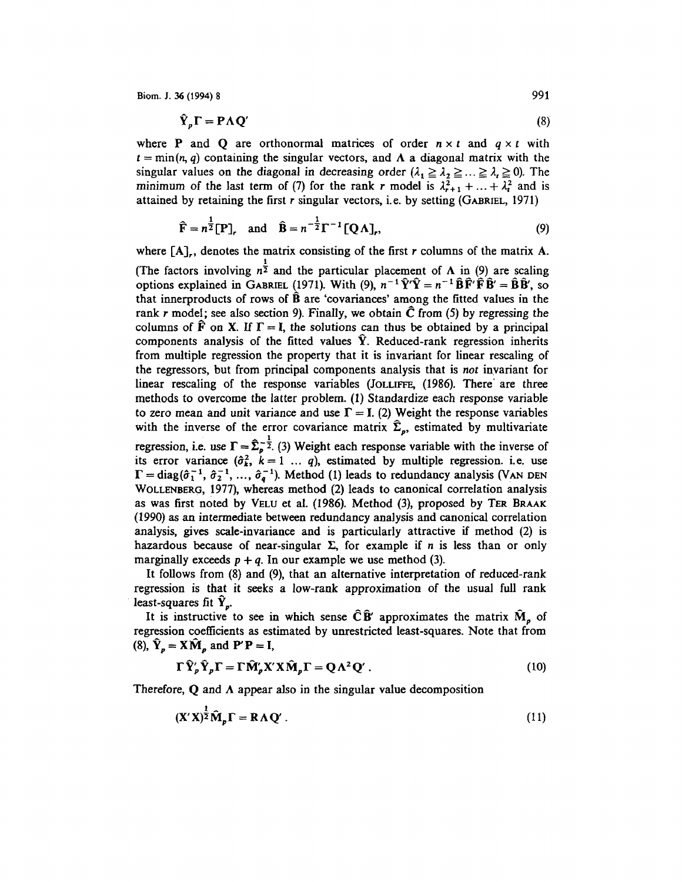$$\hat{\mathbf{Y}}_p\boldsymbol{\Gamma} = \mathbf{P}\boldsymbol{\Lambda}\mathbf{Q}' \tag{8}$$

where $\mathbf{P}$ and $\mathbf{Q}$ are orthonormal matrices of order $n \times t$ and $q \times t$ with $t = \min(n, q)$ containing the singular vectors, and $\boldsymbol{\Lambda}$ a diagonal matrix with the singular values on the diagonal in decreasing order ($\lambda_1 \geqq \lambda_2 \geqq \ldots \geqq \lambda_t \geqq 0$). The minimum of the last term of (7) for the rank $r$ model is $\lambda_{r+1}^2 + \ldots + \lambda_t^2$ and is attained by retaining the first $r$ singular vectors, i.e. by setting (GABRIEL, 1971)

$$\hat{\mathbf{F}} = n^{\frac{1}{2}}[\mathbf{P}]_r \quad \text{and} \quad \hat{\mathbf{B}} = n^{-\frac{1}{2}}\boldsymbol{\Gamma}^{-1}[\mathbf{Q}\boldsymbol{\Lambda}]_r, \tag{9}$$

where $[\mathbf{A}]_r$, denotes the matrix consisting of the first $r$ columns of the matrix $\mathbf{A}$. (The factors involving $n^{\frac{1}{2}}$ and the particular placement of $\boldsymbol{\Lambda}$ in (9) are scaling options explained in GABRIEL (1971). With (9), $n^{-1}\hat{\mathbf{Y}}'\hat{\mathbf{Y}} = n^{-1}\hat{\mathbf{B}}\hat{\mathbf{F}}'\hat{\mathbf{F}}\hat{\mathbf{B}}' = \hat{\mathbf{B}}\hat{\mathbf{B}}'$, so that innerproducts of rows of $\hat{\mathbf{B}}$ are 'covariances' among the fitted values in the rank $r$ model; see also section 9). Finally, we obtain $\hat{\mathbf{C}}$ from (5) by regressing the columns of $\hat{\mathbf{F}}$ on $\mathbf{X}$. If $\boldsymbol{\Gamma} = \mathbf{I}$, the solutions can thus be obtained by a principal components analysis of the fitted values $\hat{\mathbf{Y}}$. Reduced-rank regression inherits from multiple regression the property that it is invariant for linear rescaling of the regressors, but from principal components analysis that is *not* invariant for linear rescaling of the response variables (JOLLIFFE, (1986). There are three methods to overcome the latter problem. (1) Standardize each response variable to zero mean and unit variance and use $\boldsymbol{\Gamma} = \mathbf{I}$. (2) Weight the response variables with the inverse of the error covariance matrix $\hat{\boldsymbol{\Sigma}}_p$, estimated by multivariate regression, i.e. use $\boldsymbol{\Gamma} = \hat{\boldsymbol{\Sigma}}_p^{-\frac{1}{2}}$. (3) Weight each response variable with the inverse of its error variance ($\hat{\sigma}_k^2$, $k = 1 \ldots q$), estimated by multiple regression. i.e. use $\boldsymbol{\Gamma} = \operatorname{diag}(\hat{\sigma}_1^{-1}, \hat{\sigma}_2^{-1}, \ldots, \hat{\sigma}_q^{-1})$. Method (1) leads to redundancy analysis (VAN DEN WOLLENBERG, 1977), whereas method (2) leads to canonical correlation analysis as was first noted by VELU et al. (1986). Method (3), proposed by TER BRAAK (1990) as an intermediate between redundancy analysis and canonical correlation analysis, gives scale-invariance and is particularly attractive if method (2) is hazardous because of near-singular $\boldsymbol{\Sigma}$, for example if $n$ is less than or only marginally exceeds $p + q$. In our example we use method (3).

It follows from (8) and (9), that an alternative interpretation of reduced-rank regression is that it seeks a low-rank approximation of the usual full rank least-squares fit $\hat{\mathbf{Y}}_p$.

It is instructive to see in which sense $\hat{\mathbf{C}}\hat{\mathbf{B}}'$ approximates the matrix $\hat{\mathbf{M}}_p$ of regression coefficients as estimated by unrestricted least-squares. Note that from (8), $\hat{\mathbf{Y}}_p = \mathbf{X}\hat{\mathbf{M}}_p$ and $\mathbf{P}'\mathbf{P} = \mathbf{I}$,

$$\boldsymbol{\Gamma}\hat{\mathbf{Y}}_p'\hat{\mathbf{Y}}_p\boldsymbol{\Gamma} = \boldsymbol{\Gamma}\hat{\mathbf{M}}_p'\mathbf{X}'\mathbf{X}\hat{\mathbf{M}}_p\boldsymbol{\Gamma} = \mathbf{Q}\boldsymbol{\Lambda}^2\mathbf{Q}'. \tag{10}$$

Therefore, $\mathbf{Q}$ and $\boldsymbol{\Lambda}$ appear also in the singular value decomposition

$$(\mathbf{X}'\mathbf{X})^{\frac{1}{2}}\hat{\mathbf{M}}_p\boldsymbol{\Gamma} = \mathbf{R}\boldsymbol{\Lambda}\mathbf{Q}'. \tag{11}$$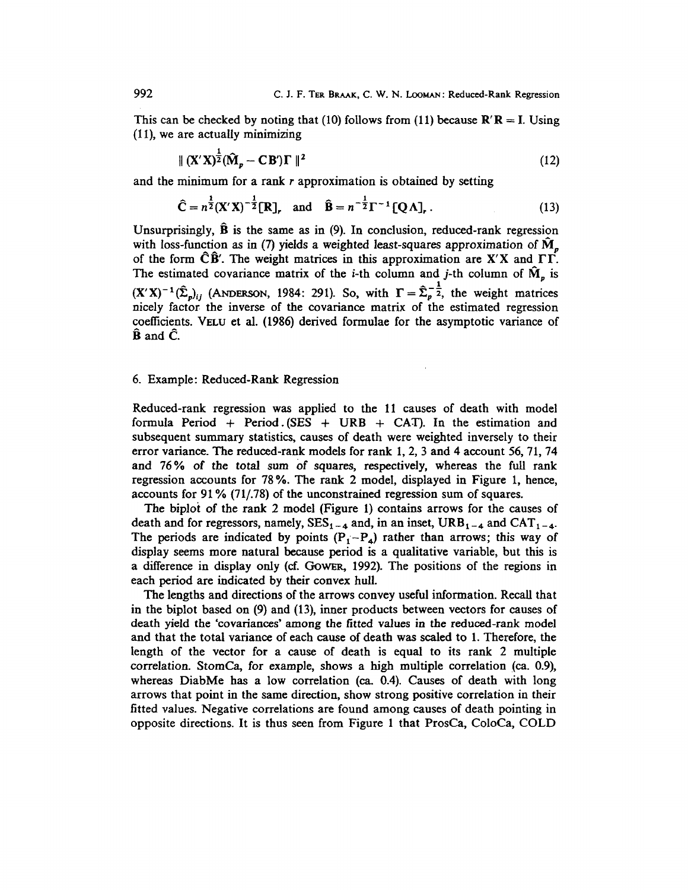This can be checked by noting that (10) follows from (11) because $\mathbf{R}'\mathbf{R} = \mathbf{I}$. Using (11), we are actually minimizing

$$\| (\mathbf{X}'\mathbf{X})^{\frac{1}{2}}(\hat{\mathbf{M}}_p - \mathbf{C}\mathbf{B}')\mathbf{\Gamma} \|^2 \tag{12}$$

and the minimum for a rank $r$ approximation is obtained by setting

$$\hat{\mathbf{C}} = n^{\frac{1}{2}}(\mathbf{X}'\mathbf{X})^{-\frac{1}{2}}[\mathbf{R}]_r \quad \text{and} \quad \hat{\mathbf{B}} = n^{-\frac{1}{2}}\mathbf{\Gamma}^{-1}[\mathbf{Q}\mathbf{\Lambda}]_r. \tag{13}$$

Unsurprisingly, $\hat{\mathbf{B}}$ is the same as in (9). In conclusion, reduced-rank regression with loss-function as in (7) yields a weighted least-squares approximation of $\hat{\mathbf{M}}_p$ of the form $\hat{\mathbf{C}}\hat{\mathbf{B}}'$. The weight matrices in this approximation are $\mathbf{X}'\mathbf{X}$ and $\mathbf{\Gamma}\mathbf{\Gamma}'$. The estimated covariance matrix of the $i$-th column and $j$-th column of $\hat{\mathbf{M}}_p$ is $(\mathbf{X}'\mathbf{X})^{-1}(\hat{\mathbf{\Sigma}}_p)_{ij}$ (Anderson, 1984: 291). So, with $\mathbf{\Gamma} = \hat{\mathbf{\Sigma}}_p^{-\frac{1}{2}}$, the weight matrices nicely factor the inverse of the covariance matrix of the estimated regression coefficients. Velu et al. (1986) derived formulae for the asymptotic variance of $\hat{\mathbf{B}}$ and $\hat{\mathbf{C}}$.

## 6. Example: Reduced-Rank Regression

Reduced-rank regression was applied to the 11 causes of death with model formula Period + Period . (SES + URB + CAT). In the estimation and subsequent summary statistics, causes of death were weighted inversely to their error variance. The reduced-rank models for rank 1, 2, 3 and 4 account 56, 71, 74 and 76% of the total sum of squares, respectively, whereas the full rank regression accounts for 78%. The rank 2 model, displayed in Figure 1, hence, accounts for 91% (71/.78) of the unconstrained regression sum of squares.

The biplot of the rank 2 model (Figure 1) contains arrows for the causes of death and for regressors, namely, $\text{SES}_{1-4}$ and, in an inset, $\text{URB}_{1-4}$ and $\text{CAT}_{1-4}$. The periods are indicated by points ($\text{P}_1$–$\text{P}_4$) rather than arrows; this way of display seems more natural because period is a qualitative variable, but this is a difference in display only (cf. Gower, 1992). The positions of the regions in each period are indicated by their convex hull.

The lengths and directions of the arrows convey useful information. Recall that in the biplot based on (9) and (13), inner products between vectors for causes of death yield the 'covariances' among the fitted values in the reduced-rank model and that the total variance of each cause of death was scaled to 1. Therefore, the length of the vector for a cause of death is equal to its rank 2 multiple correlation. StomCa, for example, shows a high multiple correlation (ca. 0.9), whereas DiabMe has a low correlation (ca. 0.4). Causes of death with long arrows that point in the same direction, show strong positive correlation in their fitted values. Negative correlations are found among causes of death pointing in opposite directions. It is thus seen from Figure 1 that ProsCa, ColoCa, COLD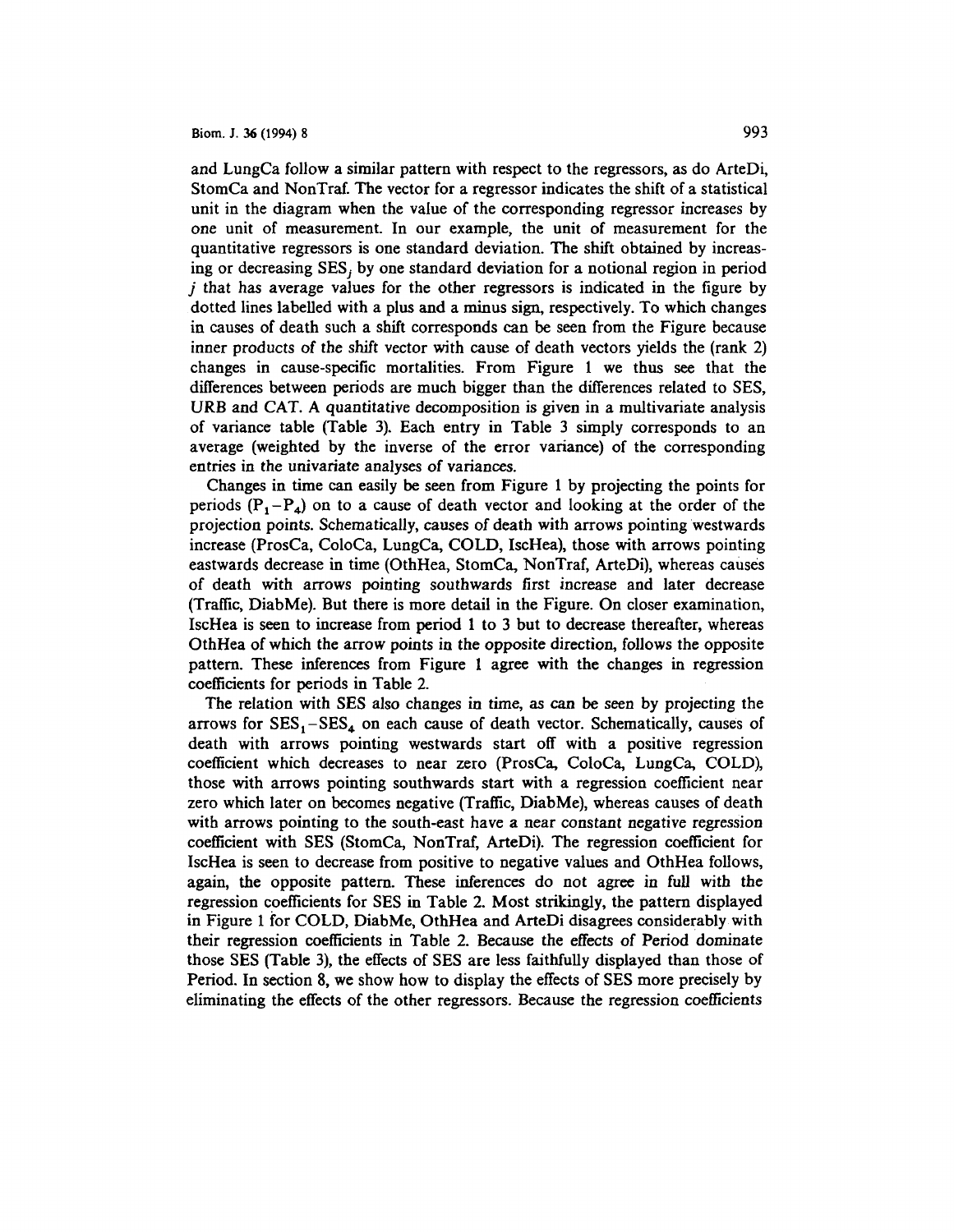and LungCa follow a similar pattern with respect to the regressors, as do ArteDi, StomCa and NonTraf. The vector for a regressor indicates the shift of a statistical unit in the diagram when the value of the corresponding regressor increases by one unit of measurement. In our example, the unit of measurement for the quantitative regressors is one standard deviation. The shift obtained by increasing or decreasing $SES_j$ by one standard deviation for a notional region in period $j$ that has average values for the other regressors is indicated in the figure by dotted lines labelled with a plus and a minus sign, respectively. To which changes in causes of death such a shift corresponds can be seen from the Figure because inner products of the shift vector with cause of death vectors yields the (rank 2) changes in cause-specific mortalities. From Figure 1 we thus see that the differences between periods are much bigger than the differences related to SES, URB and CAT. A quantitative decomposition is given in a multivariate analysis of variance table (Table 3). Each entry in Table 3 simply corresponds to an average (weighted by the inverse of the error variance) of the corresponding entries in the univariate analyses of variances.

Changes in time can easily be seen from Figure 1 by projecting the points for periods ($P_1 - P_4$) on to a cause of death vector and looking at the order of the projection points. Schematically, causes of death with arrows pointing westwards increase (ProsCa, ColoCa, LungCa, COLD, IscHea), those with arrows pointing eastwards decrease in time (OthHea, StomCa, NonTraf, ArteDi), whereas causes of death with arrows pointing southwards first increase and later decrease (Traffic, DiabMe). But there is more detail in the Figure. On closer examination, IscHea is seen to increase from period 1 to 3 but to decrease thereafter, whereas OthHea of which the arrow points in the opposite direction, follows the opposite pattern. These inferences from Figure 1 agree with the changes in regression coefficients for periods in Table 2.

The relation with SES also changes in time, as can be seen by projecting the arrows for $SES_1 - SES_4$ on each cause of death vector. Schematically, causes of death with arrows pointing westwards start off with a positive regression coefficient which decreases to near zero (ProsCa, ColoCa, LungCa, COLD), those with arrows pointing southwards start with a regression coefficient near zero which later on becomes negative (Traffic, DiabMe), whereas causes of death with arrows pointing to the south-east have a near constant negative regression coefficient with SES (StomCa, NonTraf, ArteDi). The regression coefficient for IscHea is seen to decrease from positive to negative values and OthHea follows, again, the opposite pattern. These inferences do not agree in full with the regression coefficients for SES in Table 2. Most strikingly, the pattern displayed in Figure 1 for COLD, DiabMe, OthHea and ArteDi disagrees considerably with their regression coefficients in Table 2. Because the effects of Period dominate those SES (Table 3), the effects of SES are less faithfully displayed than those of Period. In section 8, we show how to display the effects of SES more precisely by eliminating the effects of the other regressors. Because the regression coefficients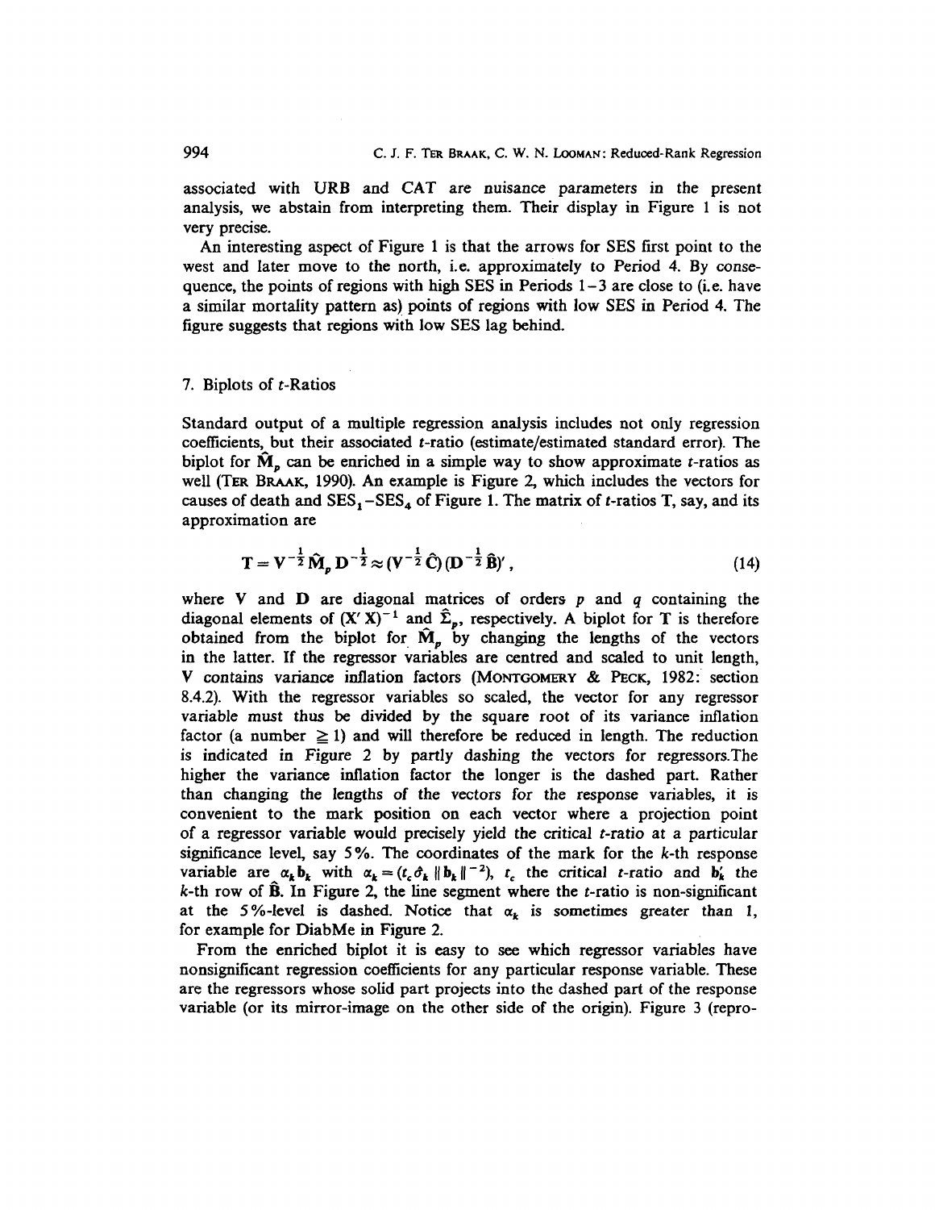associated with URB and CAT are nuisance parameters in the present analysis, we abstain from interpreting them. Their display in Figure 1 is not very precise.

An interesting aspect of Figure 1 is that the arrows for SES first point to the west and later move to the north, i.e. approximately to Period 4. By consequence, the points of regions with high SES in Periods 1–3 are close to (i.e. have a similar mortality pattern as) points of regions with low SES in Period 4. The figure suggests that regions with low SES lag behind.

## 7. Biplots of $t$-Ratios

Standard output of a multiple regression analysis includes not only regression coefficients, but their associated $t$-ratio (estimate/estimated standard error). The biplot for $\hat{\mathbf{M}}_p$ can be enriched in a simple way to show approximate $t$-ratios as well (TER BRAAK, 1990). An example is Figure 2, which includes the vectors for causes of death and $\text{SES}_1$–$\text{SES}_4$ of Figure 1. The matrix of $t$-ratios T, say, and its approximation are

$$\mathbf{T} = \mathbf{V}^{-\frac{1}{2}} \hat{\mathbf{M}}_p \mathbf{D}^{-\frac{1}{2}} \approx (\mathbf{V}^{-\frac{1}{2}} \hat{\mathbf{C}}) (\mathbf{D}^{-\frac{1}{2}} \hat{\mathbf{B}})', \tag{14}$$

where $\mathbf{V}$ and $\mathbf{D}$ are diagonal matrices of orders $p$ and $q$ containing the diagonal elements of $(\mathbf{X}'\mathbf{X})^{-1}$ and $\hat{\Sigma}_p$, respectively. A biplot for $\mathbf{T}$ is therefore obtained from the biplot for $\hat{\mathbf{M}}_p$ by changing the lengths of the vectors in the latter. If the regressor variables are centred and scaled to unit length, $\mathbf{V}$ contains variance inflation factors (MONTGOMERY & PECK, 1982: section 8.4.2). With the regressor variables so scaled, the vector for any regressor variable must thus be divided by the square root of its variance inflation factor (a number $\geq 1$) and will therefore be reduced in length. The reduction is indicated in Figure 2 by partly dashing the vectors for regressors.The higher the variance inflation factor the longer is the dashed part. Rather than changing the lengths of the vectors for the response variables, it is convenient to the mark position on each vector where a projection point of a regressor variable would precisely yield the critical $t$-ratio at a particular significance level, say 5%. The coordinates of the mark for the $k$-th response variable are $\alpha_k \mathbf{b}_k$ with $\alpha_k = (t_c \hat{\sigma}_k \|\mathbf{b}_k\|^{-2})$, $t_c$ the critical $t$-ratio and $\mathbf{b}_k'$ the $k$-th row of $\hat{\mathbf{B}}$. In Figure 2, the line segment where the $t$-ratio is non-significant at the 5%-level is dashed. Notice that $\alpha_k$ is sometimes greater than 1, for example for DiabMe in Figure 2.

From the enriched biplot it is easy to see which regressor variables have nonsignificant regression coefficients for any particular response variable. These are the regressors whose solid part projects into the dashed part of the response variable (or its mirror-image on the other side of the origin). Figure 3 (repro-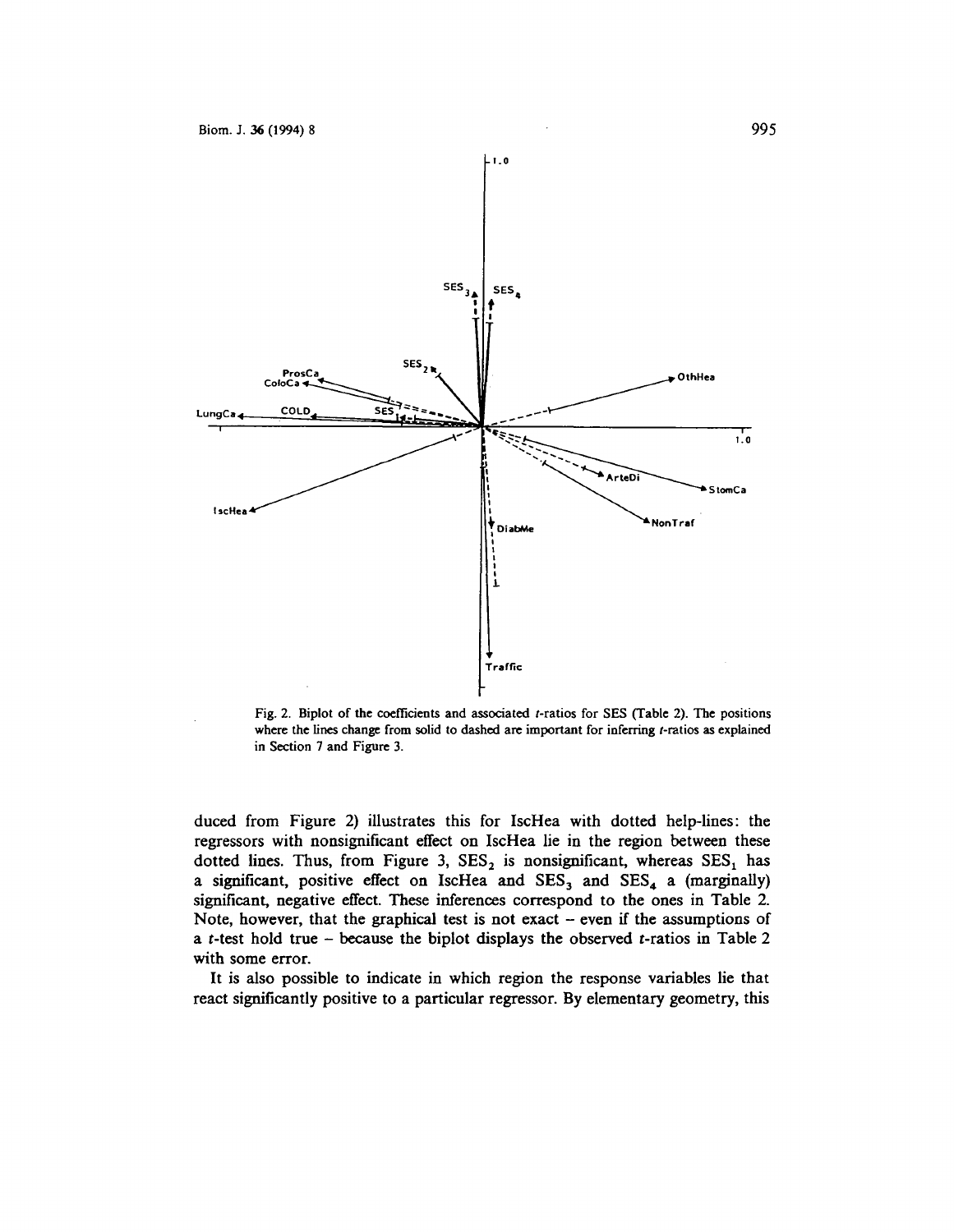Fig. 2. Biplot of the coefficients and associated $t$-ratios for SES (Table 2). The positions where the lines change from solid to dashed are important for inferring $t$-ratios as explained in Section 7 and Figure 3.

duced from Figure 2) illustrates this for IscHea with dotted help-lines: the regressors with nonsignificant effect on IscHea lie in the region between these dotted lines. Thus, from Figure 3, $SES_2$ is nonsignificant, whereas $SES_1$ has a significant, positive effect on IscHea and $SES_3$ and $SES_4$ a (marginally) significant, negative effect. These inferences correspond to the ones in Table 2. Note, however, that the graphical test is not exact – even if the assumptions of a $t$-test hold true – because the biplot displays the observed $t$-ratios in Table 2 with some error.

It is also possible to indicate in which region the response variables lie that react significantly positive to a particular regressor. By elementary geometry, this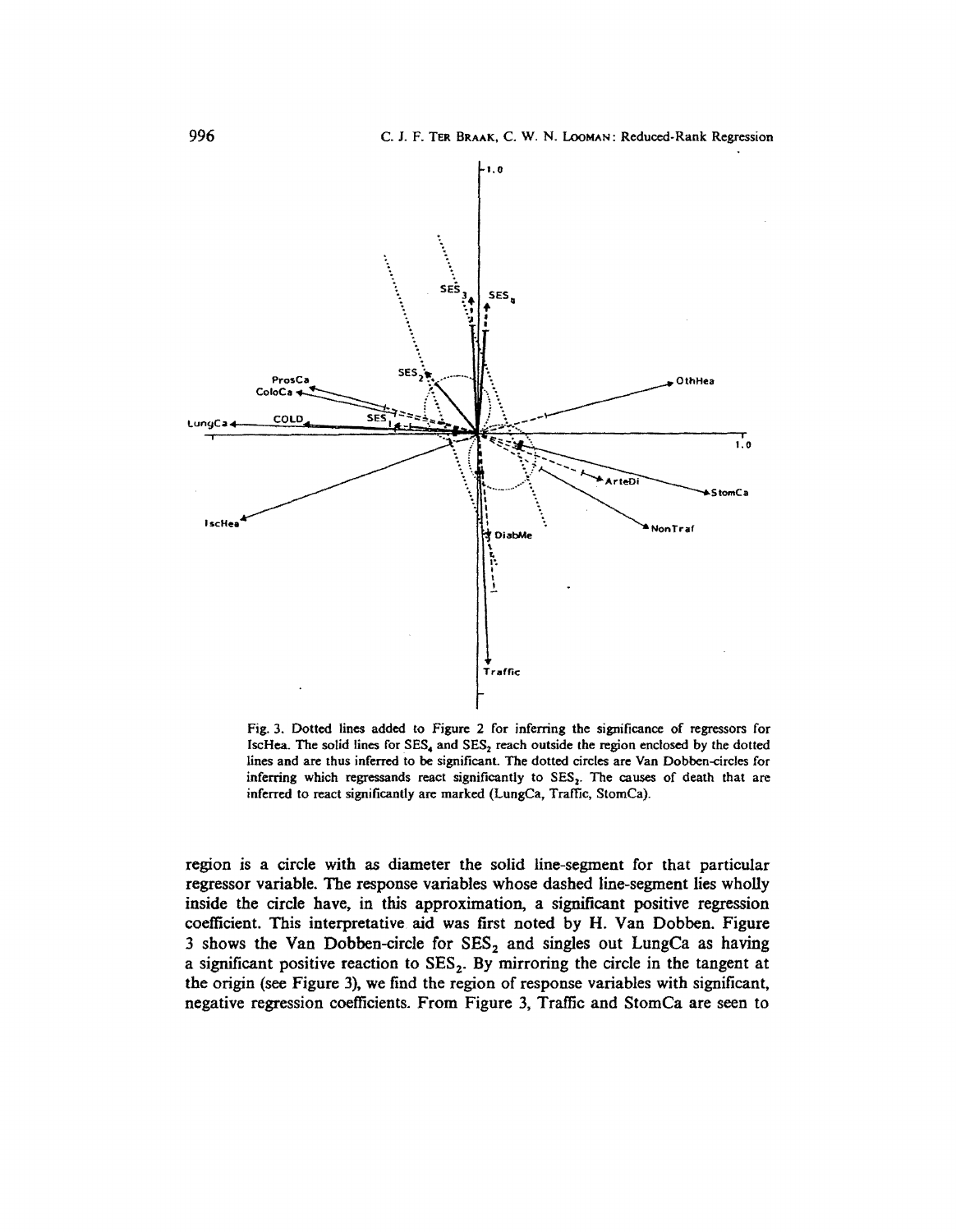Fig. 3. Dotted lines added to Figure 2 for inferring the significance of regressors for IscHea. The solid lines for $SES_4$ and $SES_2$ reach outside the region enclosed by the dotted lines and are thus inferred to be significant. The dotted circles are Van Dobben-circles for inferring which regressands react significantly to $SES_2$. The causes of death that are inferred to react significantly are marked (LungCa, Traffic, StomCa).

region is a circle with as diameter the solid line-segment for that particular regressor variable. The response variables whose dashed line-segment lies wholly inside the circle have, in this approximation, a significant positive regression coefficient. This interpretative aid was first noted by H. Van Dobben. Figure 3 shows the Van Dobben-circle for $SES_2$ and singles out LungCa as having a significant positive reaction to $SES_2$. By mirroring the circle in the tangent at the origin (see Figure 3), we find the region of response variables with significant, negative regression coefficients. From Figure 3, Traffic and StomCa are seen to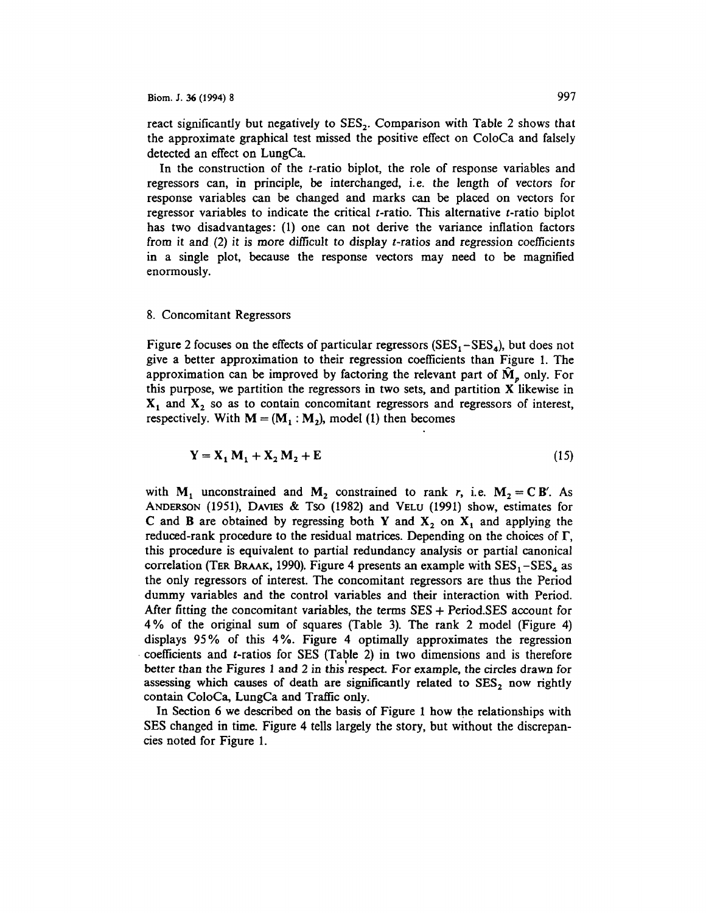react significantly but negatively to $SES_2$. Comparison with Table 2 shows that the approximate graphical test missed the positive effect on ColoCa and falsely detected an effect on LungCa.

In the construction of the $t$-ratio biplot, the role of response variables and regressors can, in principle, be interchanged, i.e. the length of vectors for response variables can be changed and marks can be placed on vectors for regressor variables to indicate the critical $t$-ratio. This alternative $t$-ratio biplot has two disadvantages: (1) one can not derive the variance inflation factors from it and (2) it is more difficult to display $t$-ratios and regression coefficients in a single plot, because the response vectors may need to be magnified enormously.

## 8. Concomitant Regressors

Figure 2 focuses on the effects of particular regressors ($SES_1$–$SES_4$), but does not give a better approximation to their regression coefficients than Figure 1. The approximation can be improved by factoring the relevant part of $\hat{\mathbf{M}}_p$ only. For this purpose, we partition the regressors in two sets, and partition $\mathbf{X}$ likewise in $\mathbf{X}_1$ and $\mathbf{X}_2$ so as to contain concomitant regressors and regressors of interest, respectively. With $\mathbf{M} = (\mathbf{M}_1 : \mathbf{M}_2)$, model (1) then becomes

$$\mathbf{Y} = \mathbf{X}_1 \mathbf{M}_1 + \mathbf{X}_2 \mathbf{M}_2 + \mathbf{E} \tag{15}$$

with $\mathbf{M}_1$ unconstrained and $\mathbf{M}_2$ constrained to rank $r$, i.e. $\mathbf{M}_2 = \mathbf{C}\,\mathbf{B}'$. As Anderson (1951), Davies & Tso (1982) and Velu (1991) show, estimates for $\mathbf{C}$ and $\mathbf{B}$ are obtained by regressing both $\mathbf{Y}$ and $\mathbf{X}_2$ on $\mathbf{X}_1$ and applying the reduced-rank procedure to the residual matrices. Depending on the choices of $\mathbf{\Gamma}$, this procedure is equivalent to partial redundancy analysis or partial canonical correlation (Ter Braak, 1990). Figure 4 presents an example with $SES_1$–$SES_4$ as the only regressors of interest. The concomitant regressors are thus the Period dummy variables and the control variables and their interaction with Period. After fitting the concomitant variables, the terms SES + Period.SES account for 4% of the original sum of squares (Table 3). The rank 2 model (Figure 4) displays 95% of this 4%. Figure 4 optimally approximates the regression coefficients and $t$-ratios for SES (Table 2) in two dimensions and is therefore better than the Figures 1 and 2 in this respect. For example, the circles drawn for assessing which causes of death are significantly related to $SES_2$ now rightly contain ColoCa, LungCa and Traffic only.

In Section 6 we described on the basis of Figure 1 how the relationships with SES changed in time. Figure 4 tells largely the story, but without the discrepancies noted for Figure 1.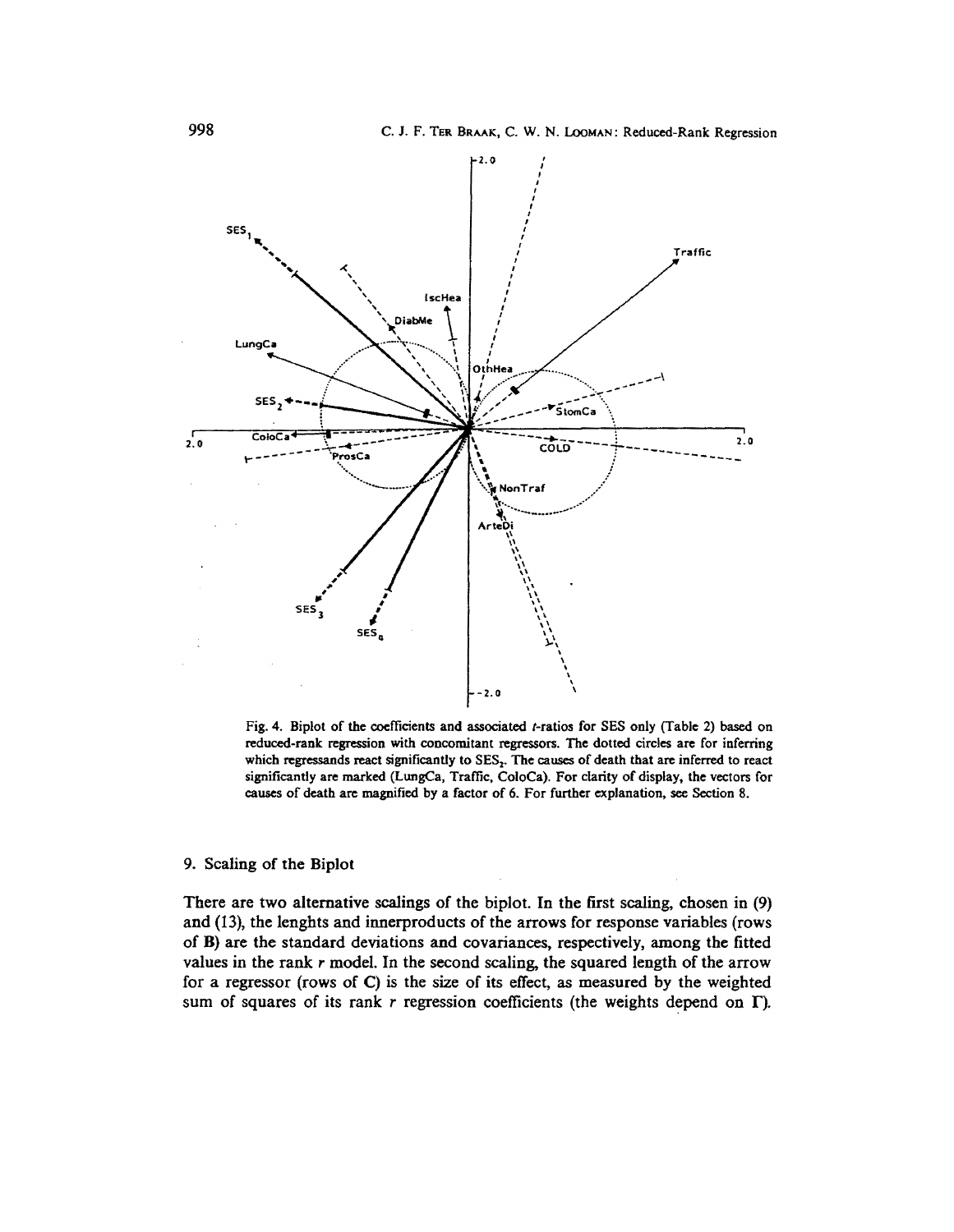Fig. 4. Biplot of the coefficients and associated $t$-ratios for SES only (Table 2) based on reduced-rank regression with concomitant regressors. The dotted circles are for inferring which regressands react significantly to $SES_2$. The causes of death that are inferred to react significantly are marked (LungCa, Traffic, ColoCa). For clarity of display, the vectors for causes of death are magnified by a factor of 6. For further explanation, see Section 8.

## 9. Scaling of the Biplot

There are two alternative scalings of the biplot. In the first scaling, chosen in (9) and (13), the lenghts and innerproducts of the arrows for response variables (rows of **B**) are the standard deviations and covariances, respectively, among the fitted values in the rank $r$ model. In the second scaling, the squared length of the arrow for a regressor (rows of **C**) is the size of its effect, as measured by the weighted sum of squares of its rank $r$ regression coefficients (the weights depend on $\mathbf{\Gamma}$).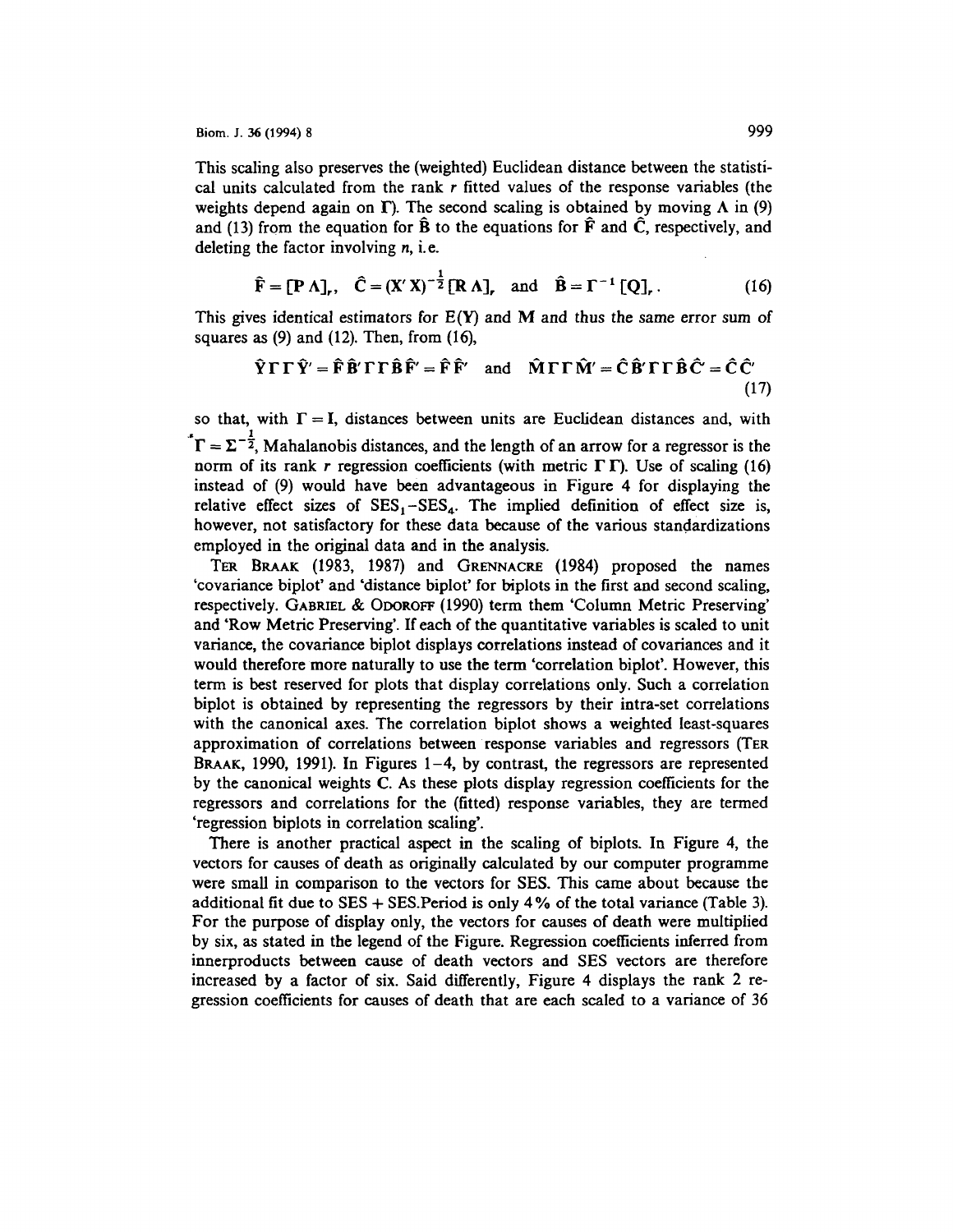This scaling also preserves the (weighted) Euclidean distance between the statistical units calculated from the rank $r$ fitted values of the response variables (the weights depend again on $\mathbf{\Gamma}$). The second scaling is obtained by moving $\mathbf{\Lambda}$ in (9) and (13) from the equation for $\hat{\mathbf{B}}$ to the equations for $\hat{\mathbf{F}}$ and $\hat{\mathbf{C}}$, respectively, and deleting the factor involving $n$, i.e.

$$\hat{\mathbf{F}} = [\mathbf{P}\,\mathbf{\Lambda}]_r, \quad \hat{\mathbf{C}} = (\mathbf{X}'\mathbf{X})^{-\frac{1}{2}}[\mathbf{R}\,\mathbf{\Lambda}]_r \quad \text{and} \quad \hat{\mathbf{B}} = \mathbf{\Gamma}^{-1}[\mathbf{Q}]_r. \tag{16}$$

This gives identical estimators for $E(\mathbf{Y})$ and $\mathbf{M}$ and thus the same error sum of squares as (9) and (12). Then, from (16),

$$\hat{\mathbf{Y}}\mathbf{\Gamma}\mathbf{\Gamma}\hat{\mathbf{Y}}' = \hat{\mathbf{F}}\hat{\mathbf{B}}'\mathbf{\Gamma}\mathbf{\Gamma}\hat{\mathbf{B}}\hat{\mathbf{F}}' = \hat{\mathbf{F}}\hat{\mathbf{F}}' \quad \text{and} \quad \hat{\mathbf{M}}\mathbf{\Gamma}\mathbf{\Gamma}\hat{\mathbf{M}}' = \hat{\mathbf{C}}\hat{\mathbf{B}}'\mathbf{\Gamma}\mathbf{\Gamma}\hat{\mathbf{B}}\hat{\mathbf{C}}' = \hat{\mathbf{C}}\hat{\mathbf{C}}' \tag{17}$$

so that, with $\mathbf{\Gamma} = \mathbf{I}$, distances between units are Euclidean distances and, with $\mathbf{\Gamma} = \mathbf{\Sigma}^{-\frac{1}{2}}$, Mahalanobis distances, and the length of an arrow for a regressor is the norm of its rank $r$ regression coefficients (with metric $\mathbf{\Gamma}\,\mathbf{\Gamma}$). Use of scaling (16) instead of (9) would have been advantageous in Figure 4 for displaying the relative effect sizes of $\text{SES}_1$–$\text{SES}_4$. The implied definition of effect size is, however, not satisfactory for these data because of the various standardizations employed in the original data and in the analysis.

TER BRAAK (1983, 1987) and GRENNACRE (1984) proposed the names 'covariance biplot' and 'distance biplot' for biplots in the first and second scaling, respectively. GABRIEL & ODOROFF (1990) term them 'Column Metric Preserving' and 'Row Metric Preserving'. If each of the quantitative variables is scaled to unit variance, the covariance biplot displays correlations instead of covariances and it would therefore more naturally to use the term 'correlation biplot'. However, this term is best reserved for plots that display correlations only. Such a correlation biplot is obtained by representing the regressors by their intra-set correlations with the canonical axes. The correlation biplot shows a weighted least-squares approximation of correlations between response variables and regressors (TER BRAAK, 1990, 1991). In Figures 1–4, by contrast, the regressors are represented by the canonical weights $\mathbf{C}$. As these plots display regression coefficients for the regressors and correlations for the (fitted) response variables, they are termed 'regression biplots in correlation scaling'.

There is another practical aspect in the scaling of biplots. In Figure 4, the vectors for causes of death as originally calculated by our computer programme were small in comparison to the vectors for SES. This came about because the additional fit due to SES + SES.Period is only 4% of the total variance (Table 3). For the purpose of display only, the vectors for causes of death were multiplied by six, as stated in the legend of the Figure. Regression coefficients inferred from innerproducts between cause of death vectors and SES vectors are therefore increased by a factor of six. Said differently, Figure 4 displays the rank 2 regression coefficients for causes of death that are each scaled to a variance of 36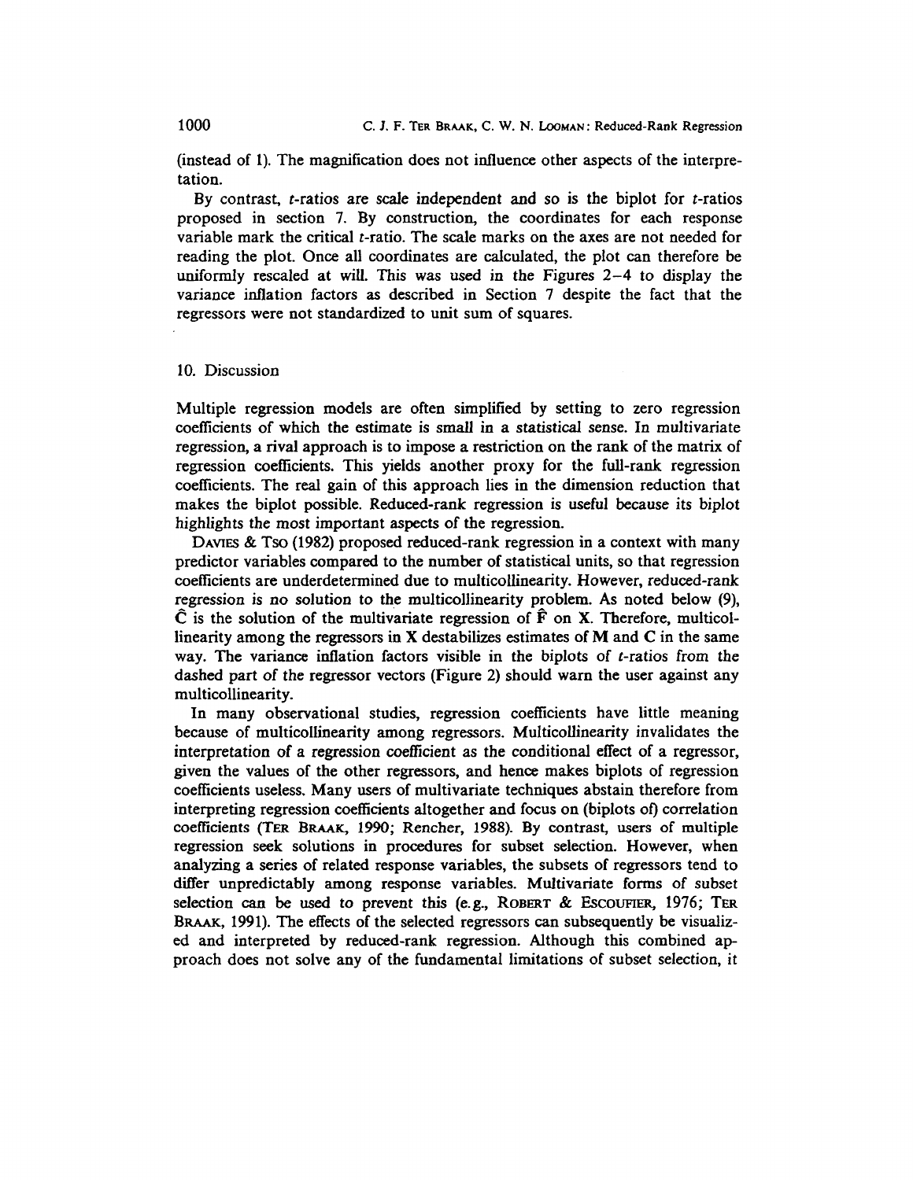(instead of 1). The magnification does not influence other aspects of the interpretation.

By contrast, $t$-ratios are scale independent and so is the biplot for $t$-ratios proposed in section 7. By construction, the coordinates for each response variable mark the critical $t$-ratio. The scale marks on the axes are not needed for reading the plot. Once all coordinates are calculated, the plot can therefore be uniformly rescaled at will. This was used in the Figures 2–4 to display the variance inflation factors as described in Section 7 despite the fact that the regressors were not standardized to unit sum of squares.

## 10. Discussion

Multiple regression models are often simplified by setting to zero regression coefficients of which the estimate is small in a statistical sense. In multivariate regression, a rival approach is to impose a restriction on the rank of the matrix of regression coefficients. This yields another proxy for the full-rank regression coefficients. The real gain of this approach lies in the dimension reduction that makes the biplot possible. Reduced-rank regression is useful because its biplot highlights the most important aspects of the regression.

DAVIES & TSO (1982) proposed reduced-rank regression in a context with many predictor variables compared to the number of statistical units, so that regression coefficients are underdetermined due to multicollinearity. However, reduced-rank regression is no solution to the multicollinearity problem. As noted below (9), $\hat{\mathbf{C}}$ is the solution of the multivariate regression of $\hat{\mathbf{F}}$ on $\mathbf{X}$. Therefore, multicollinearity among the regressors in $\mathbf{X}$ destabilizes estimates of $\mathbf{M}$ and $\mathbf{C}$ in the same way. The variance inflation factors visible in the biplots of $t$-ratios from the dashed part of the regressor vectors (Figure 2) should warn the user against any multicollinearity.

In many observational studies, regression coefficients have little meaning because of multicollinearity among regressors. Multicollinearity invalidates the interpretation of a regression coefficient as the conditional effect of a regressor, given the values of the other regressors, and hence makes biplots of regression coefficients useless. Many users of multivariate techniques abstain therefore from interpreting regression coefficients altogether and focus on (biplots of) correlation coefficients (TER BRAAK, 1990; Rencher, 1988). By contrast, users of multiple regression seek solutions in procedures for subset selection. However, when analyzing a series of related response variables, the subsets of regressors tend to differ unpredictably among response variables. Multivariate forms of subset selection can be used to prevent this (e.g., ROBERT & ESCOUFIER, 1976; TER BRAAK, 1991). The effects of the selected regressors can subsequently be visualized and interpreted by reduced-rank regression. Although this combined approach does not solve any of the fundamental limitations of subset selection, it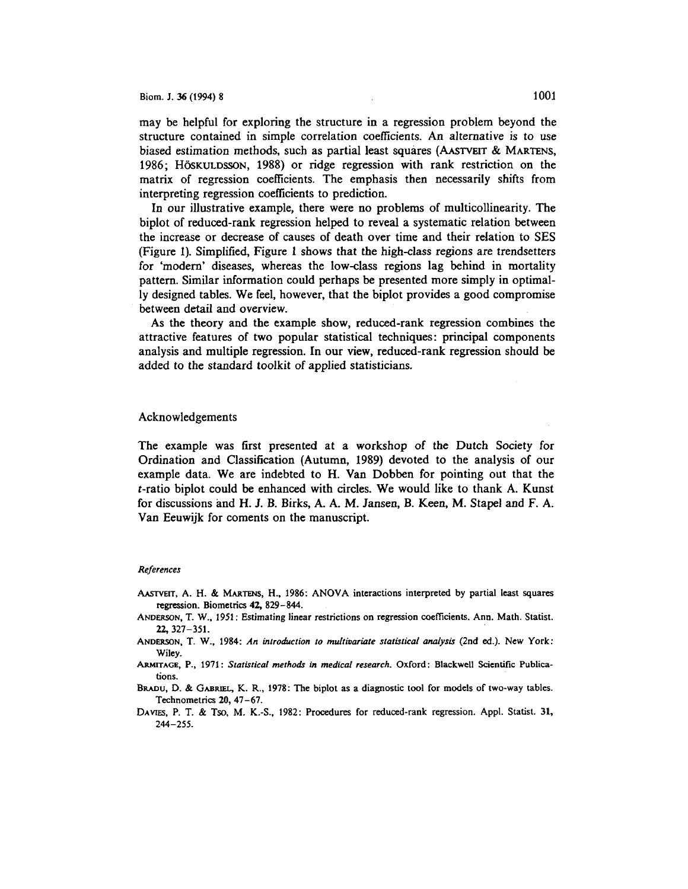may be helpful for exploring the structure in a regression problem beyond the structure contained in simple correlation coefficients. An alternative is to use biased estimation methods, such as partial least squares (AASTVEIT & MARTENS, 1986; HÖSKULDSSON, 1988) or ridge regression with rank restriction on the matrix of regression coefficients. The emphasis then necessarily shifts from interpreting regression coefficients to prediction.

In our illustrative example, there were no problems of multicollinearity. The biplot of reduced-rank regression helped to reveal a systematic relation between the increase or decrease of causes of death over time and their relation to SES (Figure 1). Simplified, Figure 1 shows that the high-class regions are trendsetters for 'modern' diseases, whereas the low-class regions lag behind in mortality pattern. Similar information could perhaps be presented more simply in optimally designed tables. We feel, however, that the biplot provides a good compromise between detail and overview.

As the theory and the example show, reduced-rank regression combines the attractive features of two popular statistical techniques: principal components analysis and multiple regression. In our view, reduced-rank regression should be added to the standard toolkit of applied statisticians.

## Acknowledgements

The example was first presented at a workshop of the Dutch Society for Ordination and Classification (Autumn, 1989) devoted to the analysis of our example data. We are indebted to H. Van Dobben for pointing out that the $t$-ratio biplot could be enhanced with circles. We would like to thank A. Kunst for discussions and H. J. B. Birks, A. A. M. Jansen, B. Keen, M. Stapel and F. A. Van Eeuwijk for coments on the manuscript.

### *References*

AASTVEIT, A. H. & MARTENS, H., 1986: ANOVA interactions interpreted by partial least squares regression. Biometrics **42**, 829–844.

ANDERSON, T. W., 1951: Estimating linear restrictions on regression coefficients. Ann. Math. Statist. **22**, 327–351.

ANDERSON, T. W., 1984: *An introduction to multivariate statistical analysis* (2nd ed.). New York: Wiley.

ARMITAGE, P., 1971: *Statistical methods in medical research.* Oxford: Blackwell Scientific Publications.

BRADU, D. & GABRIEL, K. R., 1978: The biplot as a diagnostic tool for models of two-way tables. Technometrics **20**, 47–67.

DAVIES, P. T. & TSO, M. K.-S., 1982: Procedures for reduced-rank regression. Appl. Statist. **31**, 244–255.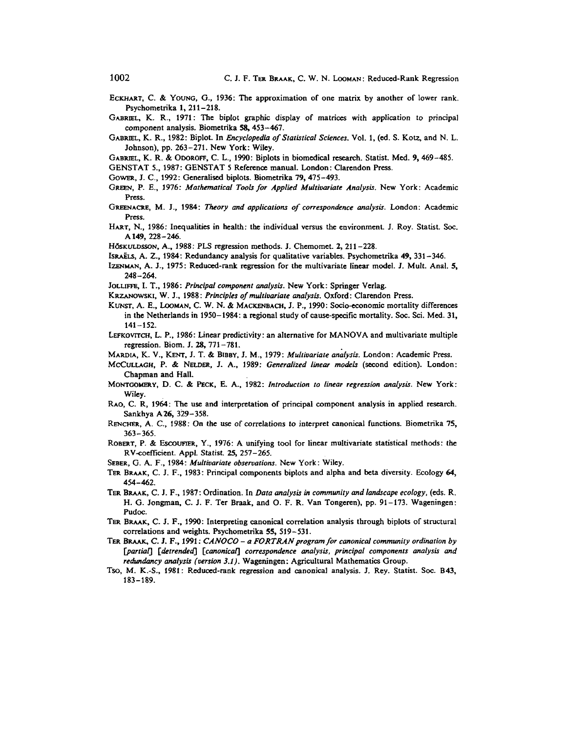Eckhart, C. & Young, G., 1936: The approximation of one matrix by another of lower rank. Psychometrika **1**, 211–218.

Gabriel, K. R., 1971: The biplot graphic display of matrices with application to principal component analysis. Biometrika **58**, 453–467.

Gabriel, K. R., 1982: Biplot. In *Encyclopedia of Statistical Sciences*. Vol. 1, (ed. S. Kotz, and N. L. Johnson), pp. 263–271. New York: Wiley.

Gabriel, K. R. & Odoroff, C. L., 1990: Biplots in biomedical research. Statist. Med. **9**, 469–485.

GENSTAT 5., 1987: GENSTAT 5 Reference manual. London: Clarendon Press.

Gower, J. C., 1992: Generalised biplots. Biometrika **79**, 475–493.

Green, P. E., 1976: *Mathematical Tools for Applied Multivariate Analysis*. New York: Academic Press.

Greenacre, M. J., 1984: *Theory and applications of correspondence analysis*. London: Academic Press.

Hart, N., 1986: Inequalities in health: the individual versus the environment. J. Roy. Statist. Soc. A **149**, 228–246.

Höskuldsson, A., 1988: PLS regression methods. J. Chemomet. **2**, 211–228.

Israëls, A. Z., 1984: Redundancy analysis for qualitative variables. Psychometrika **49**, 331–346.

Izenman, A. J., 1975: Reduced-rank regression for the multivariate linear model. J. Mult. Anal. **5**, 248–264.

Jolliffe, I. T., 1986: *Principal component analysis*. New York: Springer Verlag.

Krzanowski, W. J., 1988: *Principles of multivariate analysis*. Oxford: Clarendon Press.

Kunst, A. E., Looman, C. W. N. & Mackenbach, J. P., 1990: Socio-economic mortality differences in the Netherlands in 1950–1984: a regional study of cause-specific mortality. Soc. Sci. Med. **31**, 141–152.

Lefkovitch, L. P., 1986: Linear predictivity: an alternative for MANOVA and multivariate multiple regression. Biom. J. **28**, 771–781.

Mardia, K. V., Kent, J. T. & Bibby, J. M., 1979: *Multivariate analysis*. London: Academic Press.

McCullagh, P. & Nelder, J. A., 1989: *Generalized linear models* (second edition). London: Chapman and Hall.

Montgomery, D. C. & Peck, E. A., 1982: *Introduction to linear regression analysis*. New York: Wiley.

Rao, C. R, 1964: The use and interpretation of principal component analysis in applied research. Sankhya A **26**, 329–358.

Rencher, A. C., 1988: On the use of correlations to interpret canonical functions. Biometrika **75**, 363–365.

Robert, P. & Escoufier, Y., 1976: A unifying tool for linear multivariate statistical methods: the RV-coefficient. Appl. Statist. **25**, 257–265.

Seber, G. A. F., 1984: *Multivariate observations*. New York: Wiley.

Ter Braak, C. J. F., 1983: Principal components biplots and alpha and beta diversity. Ecology **64**, 454–462.

Ter Braak, C. J. F., 1987: Ordination. In *Data analysis in community and landscape ecology*, (eds. R. H. G. Jongman, C. J. F. Ter Braak, and O. F. R. Van Tongeren), pp. 91–173. Wageningen: Pudoc.

Ter Braak, C. J. F., 1990: Interpreting canonical correlation analysis through biplots of structural correlations and weights. Psychometrika **55**, 519–531.

Ter Braak, C. J. F., 1991: *CANOCO – a FORTRAN program for canonical community ordination by [partial] [detrended] [canonical] correspondence analysis, principal components analysis and redundancy analysis (version 3.1)*. Wageningen: Agricultural Mathematics Group.

Tso, M. K.-S., 1981: Reduced-rank regression and canonical analysis. J. Rey. Statist. Soc. B **43**, 183–189.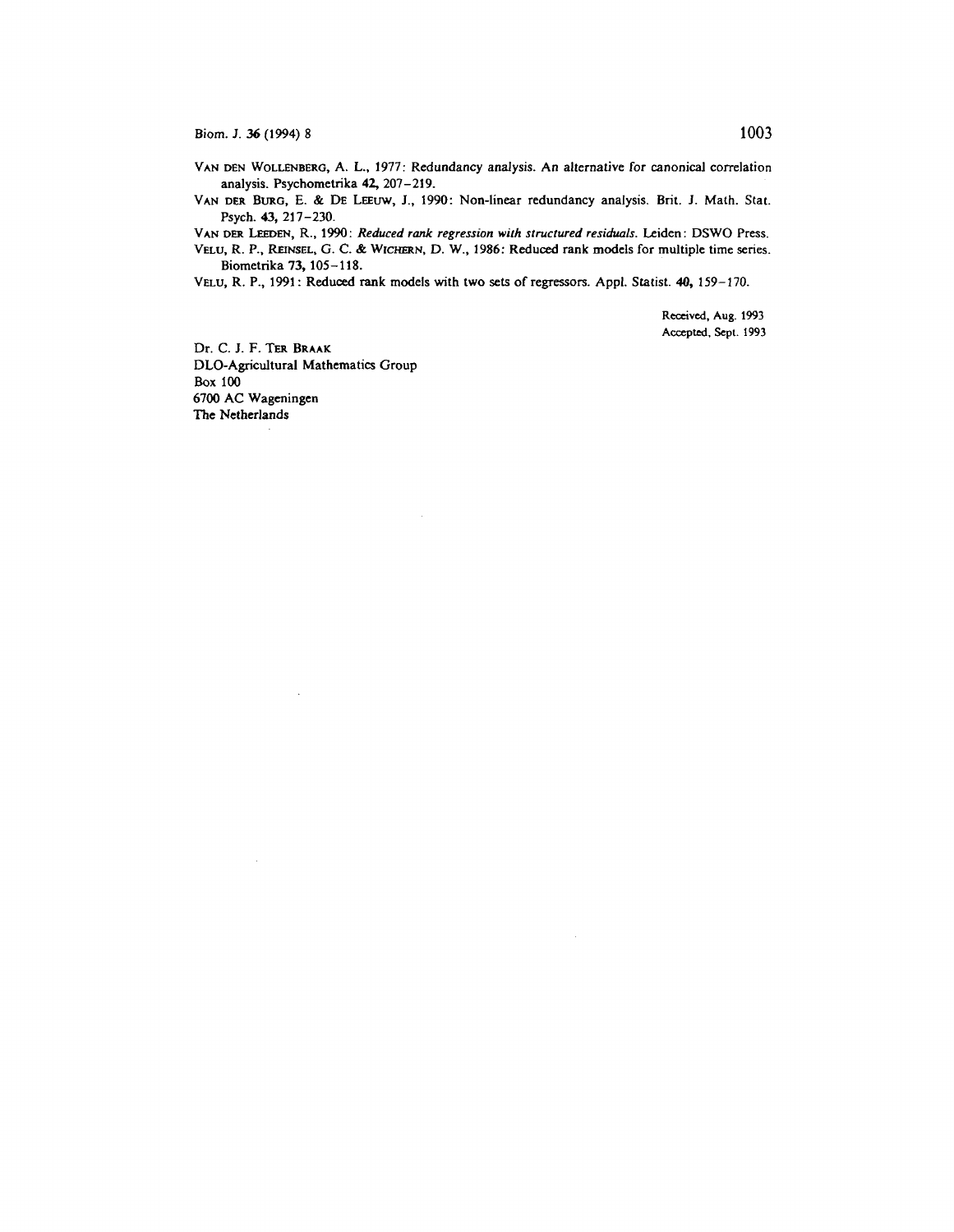VAN DEN WOLLENBERG, A. L., 1977: Redundancy analysis. An alternative for canonical correlation analysis. Psychometrika **42**, 207–219.

VAN DER BURG, E. & DE LEEUW, J., 1990: Non-linear redundancy analysis. Brit. J. Math. Stat. Psych. **43**, 217–230.

VAN DER LEEDEN, R., 1990: *Reduced rank regression with structured residuals.* Leiden: DSWO Press.

VELU, R. P., REINSEL, G. C. & WICHERN, D. W., 1986: Reduced rank models for multiple time series. Biometrika **73**, 105–118.

VELU, R. P., 1991: Reduced rank models with two sets of regressors. Appl. Statist. **40**, 159–170.

Received, Aug. 1993
Accepted, Sept. 1993

Dr. C. J. F. TER BRAAK
DLO-Agricultural Mathematics Group
Box 100
6700 AC Wageningen
The Netherlands